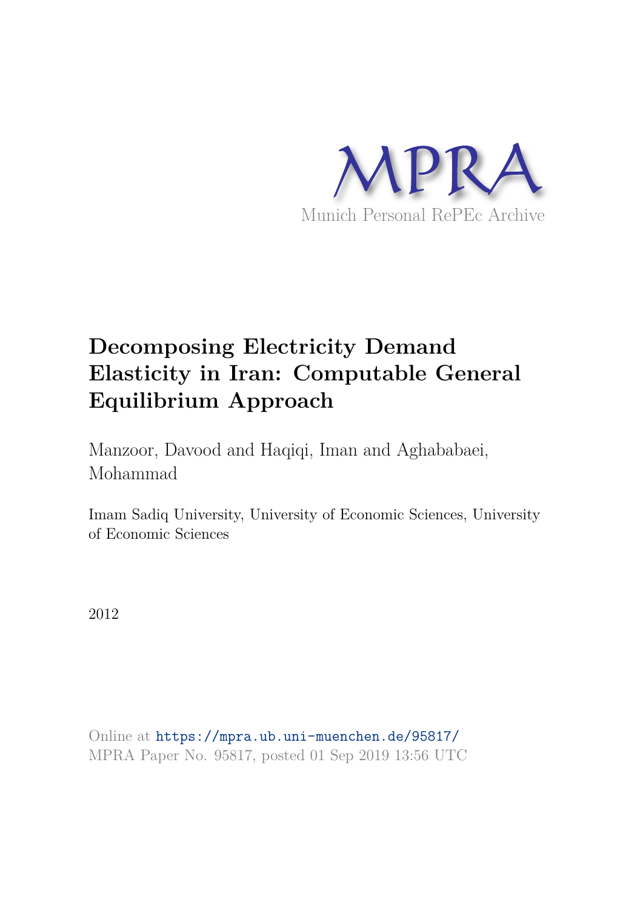MPRA

Munich Personal RePEc Archive

# Decomposing Electricity Demand Elasticity in Iran: Computable General Equilibrium Approach

Manzoor, Davood and Haqiqi, Iman and Aghababaei, Mohammad

Imam Sadiq University, University of Economic Sciences, University of Economic Sciences

2012

Online at https://mpra.ub.uni-muenchen.de/95817/
MPRA Paper No. 95817, posted 01 Sep 2019 13:56 UTC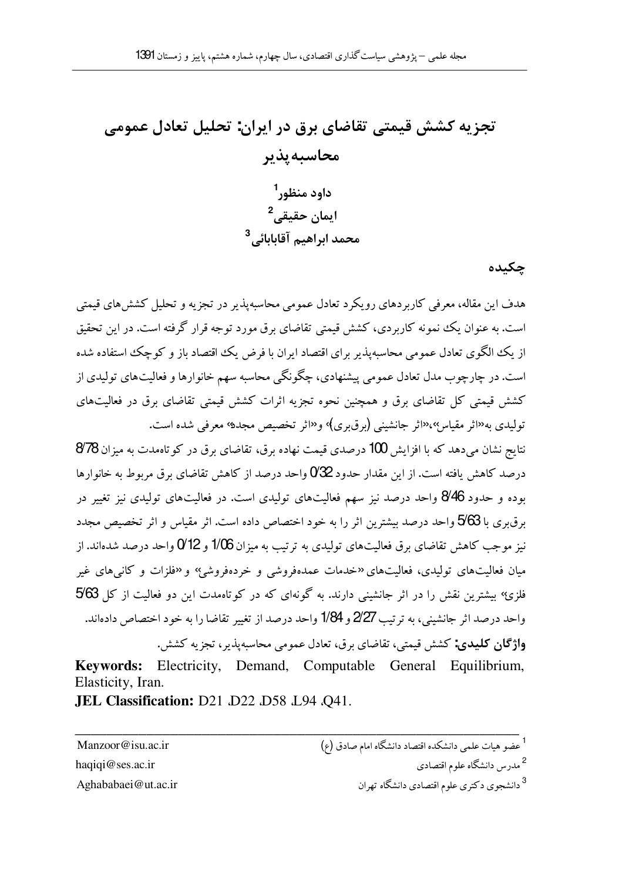# تجزیه کشش قیمتی تقاضای برق در ایران: تحلیل تعادل عمومی محاسبه‌پذیر

**داود منظور**[1]

**ایمان حقیقی**[2]

**محمد ابراهیم آقابابائی**[3]

## چکیده

هدف این مقاله، معرفی کاربردهای رویکرد تعادل عمومی محاسبه‌پذیر در تجزیه و تحلیل کشش‌های قیمتی است. به عنوان یک نمونه کاربردی، کشش قیمتی تقاضای برق مورد توجه قرار گرفته است. در این تحقیق از یک الگوی تعادل عمومی محاسبه‌پذیر برای اقتصاد ایران با فرض یک اقتصاد باز و کوچک استفاده شده است. در چارچوب مدل تعادل عمومی پیشنهادی، چگونگی محاسبه سهم خانوارها و فعالیت‌های تولیدی از کشش قیمتی کل تقاضای برق و همچنین نحوه تجزیه اثرات کشش قیمتی تقاضای برق در فعالیت‌های تولیدی به«اثر مقیاس»،«اثر جانشینی (برقبری)» و«اثر تخصیص مجدد» معرفی شده است.

نتایج نشان می‌دهد که با افزایش 100 درصدی قیمت نهاده برق، تقاضای برق در کوتاه‌مدت به میزان 8/78 درصد کاهش یافته است. از این مقدار حدود 0/32 واحد درصد از کاهش تقاضای برق مربوط به خانوارها بوده و حدود 8/46 واحد درصد نیز سهم فعالیت‌های تولیدی است. در فعالیت‌های تولیدی نیز تغییر در برقبری با 5/63 واحد درصد بیشترین اثر را به خود اختصاص داده است. اثر مقیاس و اثر تخصیص مجدد نیز موجب کاهش تقاضای برق فعالیت‌های تولیدی به ترتیب به میزان 1/06 و 0/12 واحد درصد شده‌اند. از میان فعالیت‌های تولیدی، فعالیت‌های «خدمات عمده‌فروشی و خرده‌فروشی» و «فلزات و کانی‌های غیر فلزی» بیشترین نقش را در اثر جانشینی دارند. به گونه‌ای که در کوتاه‌مدت این دو فعالیت از کل 5/63 واحد درصد اثر جانشینی، به ترتیب 2/27 و 1/84 واحد درصد از تغییر تقاضا را به خود اختصاص داده‌اند.

**واژگان کلیدی:** کشش قیمتی، تقاضای برق، تعادل عمومی محاسبه‌پذیر، تجزیه کشش.

**Keywords:** Electricity, Demand, Computable General Equilibrium, Elasticity, Iran.

**JEL Classification:** D21 ,D22 ,D58 ,L94 ,Q41.

---

[1] عضو هیات علمی دانشکده اقتصاد دانشگاه امام صادق (ع) — Manzoor@isu.ac.ir

[2] مدرس دانشگاه علوم اقتصادی — haqiqi@ses.ac.ir

[3] دانشجوی دکتری علوم اقتصادی دانشگاه تهران — Aghababaei@ut.ac.ir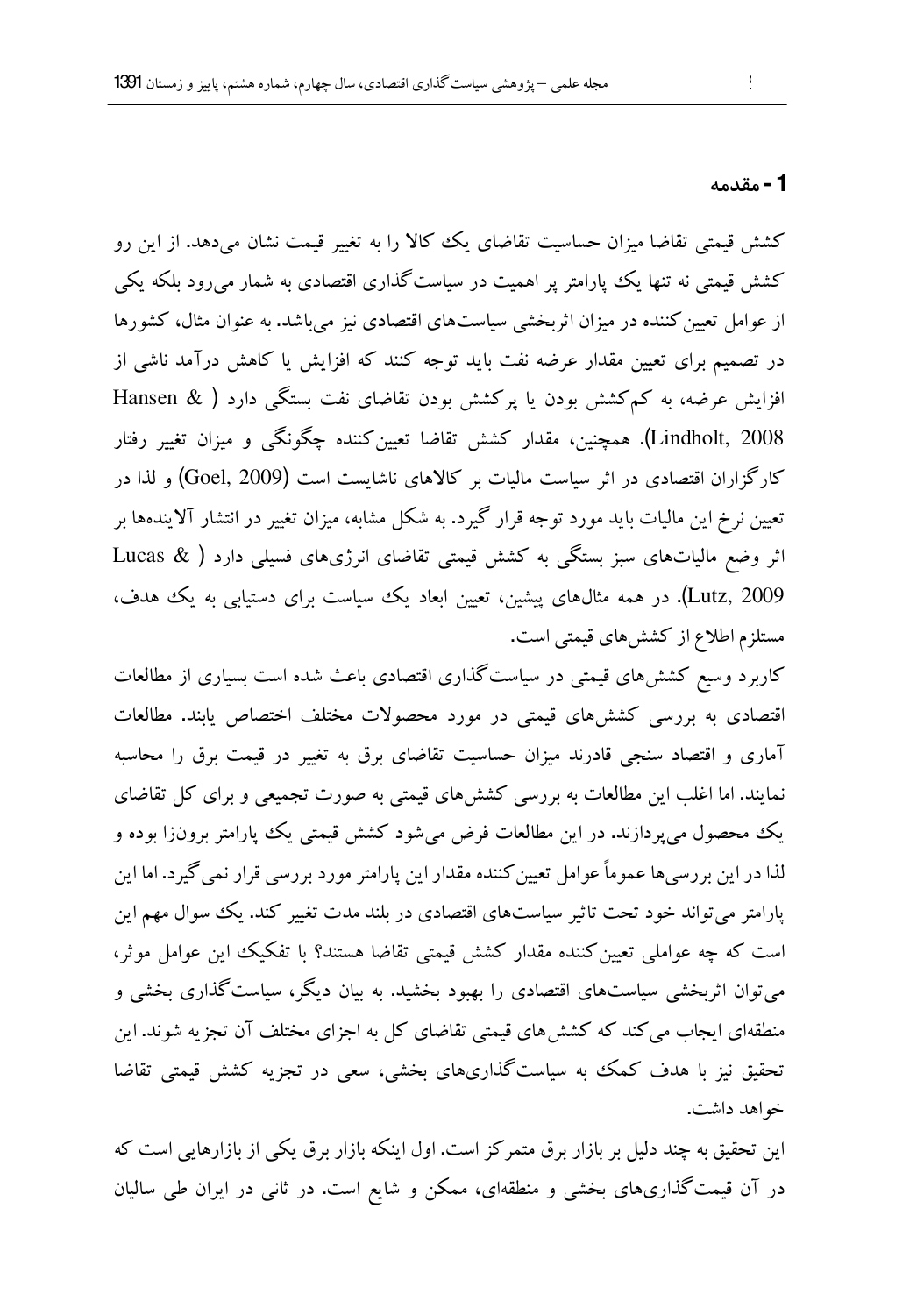## 1- مقدمه

کشش قیمتی تقاضا میزان حساسیت تقاضای یک کالا را به تغییر قیمت نشان می‌دهد. از این رو کشش قیمتی نه تنها یک پارامتر پر اهمیت در سیاست‌گذاری اقتصادی به شمار می‌رود بلکه یکی از عوامل تعیین‌کننده در میزان اثربخشی سیاست‌های اقتصادی نیز می‌باشد. به عنوان مثال، کشورها در تصمیم برای تعیین مقدار عرضه نفت باید توجه کنند که افزایش یا کاهش درآمد ناشی از افزایش عرضه، به کم‌کشش بودن یا پرکشش بودن تقاضای نفت بستگی دارد (Hansen & Lindholt, 2008). همچنین، مقدار کشش تقاضا تعیین‌کننده چگونگی و میزان تغییر رفتار کارگزاران اقتصادی در اثر سیاست مالیات بر کالاهای ناشایست است (Goel, 2009) و لذا در تعیین نرخ این مالیات باید مورد توجه قرار گیرد. به شکل مشابه، میزان تغییر در انتشار آلاینده‌ها بر اثر وضع مالیات‌های سبز بستگی به کشش قیمتی تقاضای انرژی‌های فسیلی دارد (Lucas & Lutz, 2009). در همه مثال‌های پیشین، تعیین ابعاد یک سیاست برای دستیابی به یک هدف، مستلزم اطلاع از کشش‌های قیمتی است.

کاربرد وسیع کشش‌های قیمتی در سیاست‌گذاری اقتصادی باعث شده است بسیاری از مطالعات اقتصادی به بررسی کشش‌های قیمتی در مورد محصولات مختلف اختصاص یابند. مطالعات آماری و اقتصاد سنجی قادرند میزان حساسیت تقاضای برق به تغییر در قیمت برق را محاسبه نمایند. اما اغلب این مطالعات به بررسی کشش‌های قیمتی به صورت تجمیعی و برای کل تقاضای یک محصول می‌پردازند. در این مطالعات فرض می‌شود کشش قیمتی یک پارامتر برون‌زا بوده و لذا در این بررسی‌ها عموماً عوامل تعیین‌کننده مقدار این پارامتر مورد بررسی قرار نمی‌گیرد. اما این پارامتر می‌تواند خود تحت تاثیر سیاست‌های اقتصادی در بلند مدت تغییر کند. یک سوال مهم این است که چه عواملی تعیین‌کننده مقدار کشش قیمتی تقاضا هستند؟ با تفکیک این عوامل موثر، می‌توان اثربخشی سیاست‌های اقتصادی را بهبود بخشید. به بیان دیگر، سیاست‌گذاری بخشی و منطقه‌ای ایجاب می‌کند که کشش‌های قیمتی تقاضای کل به اجزای مختلف آن تجزیه شوند. این تحقیق نیز با هدف کمک به سیاست‌گذاری‌های بخشی، سعی در تجزیه کشش قیمتی تقاضا خواهد داشت.

این تحقیق به چند دلیل بر بازار برق متمرکز است. اول اینکه بازار برق یکی از بازارهایی است که در آن قیمت‌گذاری‌های بخشی و منطقه‌ای، ممکن و شایع است. در ثانی در ایران طی سالیان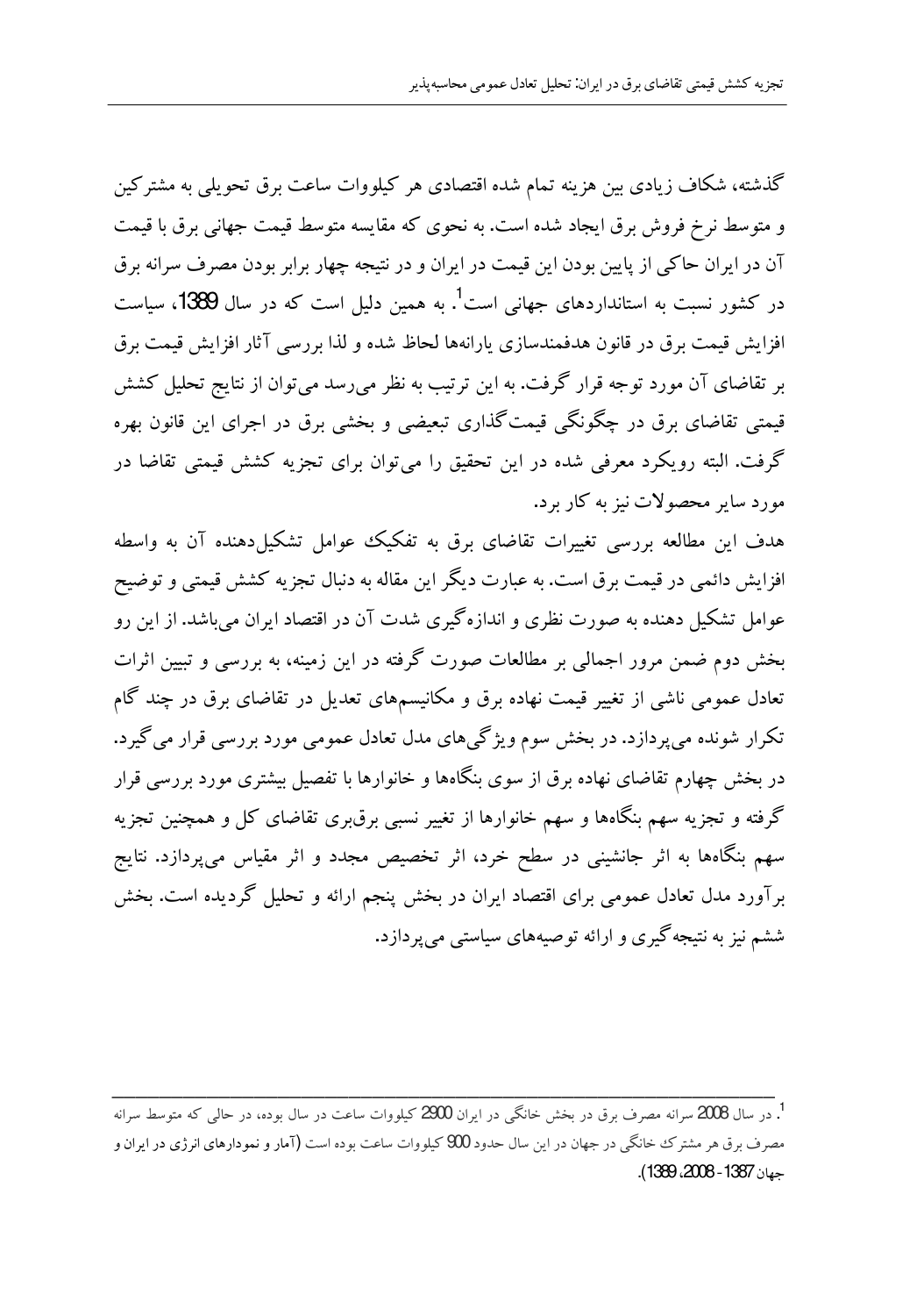گذشته، شکاف زیادی بین هزینه تمام شده اقتصادی هر کیلووات ساعت برق تحویلی به مشترکین و متوسط نرخ فروش برق ایجاد شده است. به نحوی که مقایسه متوسط قیمت جهانی برق با قیمت آن در ایران حاکی از پایین بودن این قیمت در ایران و در نتیجه چهار برابر بودن مصرف سرانه برق در کشور نسبت به استانداردهای جهانی است[1]. به همین دلیل است که در سال 1389، سیاست افزایش قیمت برق در قانون هدفمندسازی یارانه‌ها لحاظ شده و لذا بررسی آثار افزایش قیمت برق بر تقاضای آن مورد توجه قرار گرفت. به این ترتیب به نظر می‌رسد می‌توان از نتایج تحلیل کشش قیمتی تقاضای برق در چگونگی قیمت‌گذاری تبعیضی و بخشی برق در اجرای این قانون بهره گرفت. البته رویکرد معرفی شده در این تحقیق را می‌توان برای تجزیه کشش قیمتی تقاضا در مورد سایر محصولات نیز به کار برد.

هدف این مطالعه بررسی تغییرات تقاضای برق به تفکیک عوامل تشکیل‌دهنده آن به واسطه افزایش دائمی در قیمت برق است. به عبارت دیگر این مقاله به دنبال تجزیه کشش قیمتی و توضیح عوامل تشکیل دهنده به صورت نظری و اندازه‌گیری شدت آن در اقتصاد ایران می‌باشد. از این رو بخش دوم ضمن مرور اجمالی بر مطالعات صورت گرفته در این زمینه، به بررسی و تبیین اثرات تعادل عمومی ناشی از تغییر قیمت نهاده برق و مکانیسم‌های تعدیل در تقاضای برق در چند گام تکرار شونده می‌پردازد. در بخش سوم ویژگی‌های مدل تعادل عمومی مورد بررسی قرار می‌گیرد. در بخش چهارم تقاضای نهاده برق از سوی بنگاه‌ها و خانوارها با تفصیل بیشتری مورد بررسی قرار گرفته و تجزیه سهم بنگاه‌ها و سهم خانوارها از تغییر نسبی برق‌بری تقاضای کل و همچنین تجزیه سهم بنگاه‌ها به اثر جانشینی در سطح خرد، اثر تخصیص مجدد و اثر مقیاس می‌پردازد. نتایج برآورد مدل تعادل عمومی برای اقتصاد ایران در بخش پنجم ارائه و تحلیل گردیده است. بخش ششم نیز به نتیجه‌گیری و ارائه توصیه‌های سیاستی می‌پردازد.

---

[1]. در سال 2008 سرانه مصرف برق در بخش خانگی در ایران 2900 کیلووات ساعت در سال بوده، در حالی که متوسط سرانه مصرف برق هر مشترک خانگی در جهان در این سال حدود 900 کیلووات ساعت بوده است (آمار و نمودارهای انرژی در ایران و جهان 1387 - 2008، 1389).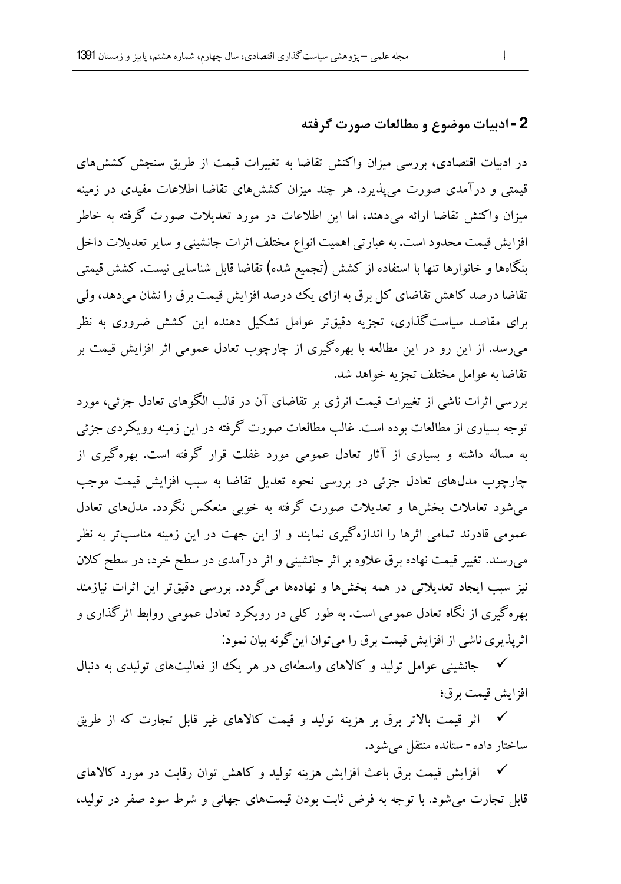## 2 - ادبیات موضوع و مطالعات صورت گرفته

در ادبیات اقتصادی، بررسی میزان واکنش تقاضا به تغییرات قیمت از طریق سنجش کشش‌های قیمتی و درآمدی صورت می‌پذیرد. هر چند میزان کشش‌های تقاضا اطلاعات مفیدی در زمینه میزان واکنش تقاضا ارائه می‌دهند، اما این اطلاعات در مورد تعدیلات صورت گرفته به خاطر افزایش قیمت محدود است. به عبارتی اهمیت انواع مختلف اثرات جانشینی و سایر تعدیلات داخل بنگاه‌ها و خانوارها تنها با استفاده از کشش (تجمیع شده) تقاضا قابل شناسایی نیست. کشش قیمتی تقاضا درصد کاهش تقاضای کل برق به ازای یک درصد افزایش قیمت برق را نشان می‌دهد، ولی برای مقاصد سیاست‌گذاری، تجزیه دقیق‌تر عوامل تشکیل دهنده این کشش ضروری به نظر می‌رسد. از این رو در این مطالعه با بهره‌گیری از چارچوب تعادل عمومی اثر افزایش قیمت بر تقاضا به عوامل مختلف تجزیه خواهد شد.

بررسی اثرات ناشی از تغییرات قیمت انرژی بر تقاضای آن در قالب الگوهای تعادل جزئی، مورد توجه بسیاری از مطالعات بوده است. غالب مطالعات صورت گرفته در این زمینه رویکردی جزئی به مساله داشته و بسیاری از آثار تعادل عمومی مورد غفلت قرار گرفته است. بهره‌گیری از چارچوب مدل‌های تعادل جزئی در بررسی نحوه تعدیل تقاضا به سبب افزایش قیمت موجب می‌شود تعاملات بخش‌ها و تعدیلات صورت گرفته به خوبی منعکس نگردد. مدل‌های تعادل عمومی قادرند تمامی اثرها را اندازه‌گیری نمایند و از این جهت در این زمینه مناسب‌تر به نظر می‌رسند. تغییر قیمت نهاده برق علاوه بر اثر جانشینی و اثر درآمدی در سطح خرد، در سطح کلان نیز سبب ایجاد تعدیلاتی در همه بخش‌ها و نهاده‌ها می‌گردد. بررسی دقیق‌تر این اثرات نیازمند بهره‌گیری از نگاه تعادل عمومی است. به طور کلی در رویکرد تعادل عمومی روابط اثرگذاری و اثرپذیری ناشی از افزایش قیمت برق را می‌توان این‌گونه بیان نمود:

- ✓ جانشینی عوامل تولید و کالاهای واسطه‌ای در هر یک از فعالیت‌های تولیدی به دنبال افزایش قیمت برق؛
- ✓ اثر قیمت بالاتر برق بر هزینه تولید و قیمت کالاهای غیر قابل تجارت که از طریق ساختار داده - ستانده منتقل می‌شود.
- ✓ افزایش قیمت برق باعث افزایش هزینه تولید و کاهش توان رقابت در مورد کالاهای قابل تجارت می‌شود. با توجه به فرض ثابت بودن قیمت‌های جهانی و شرط سود صفر در تولید،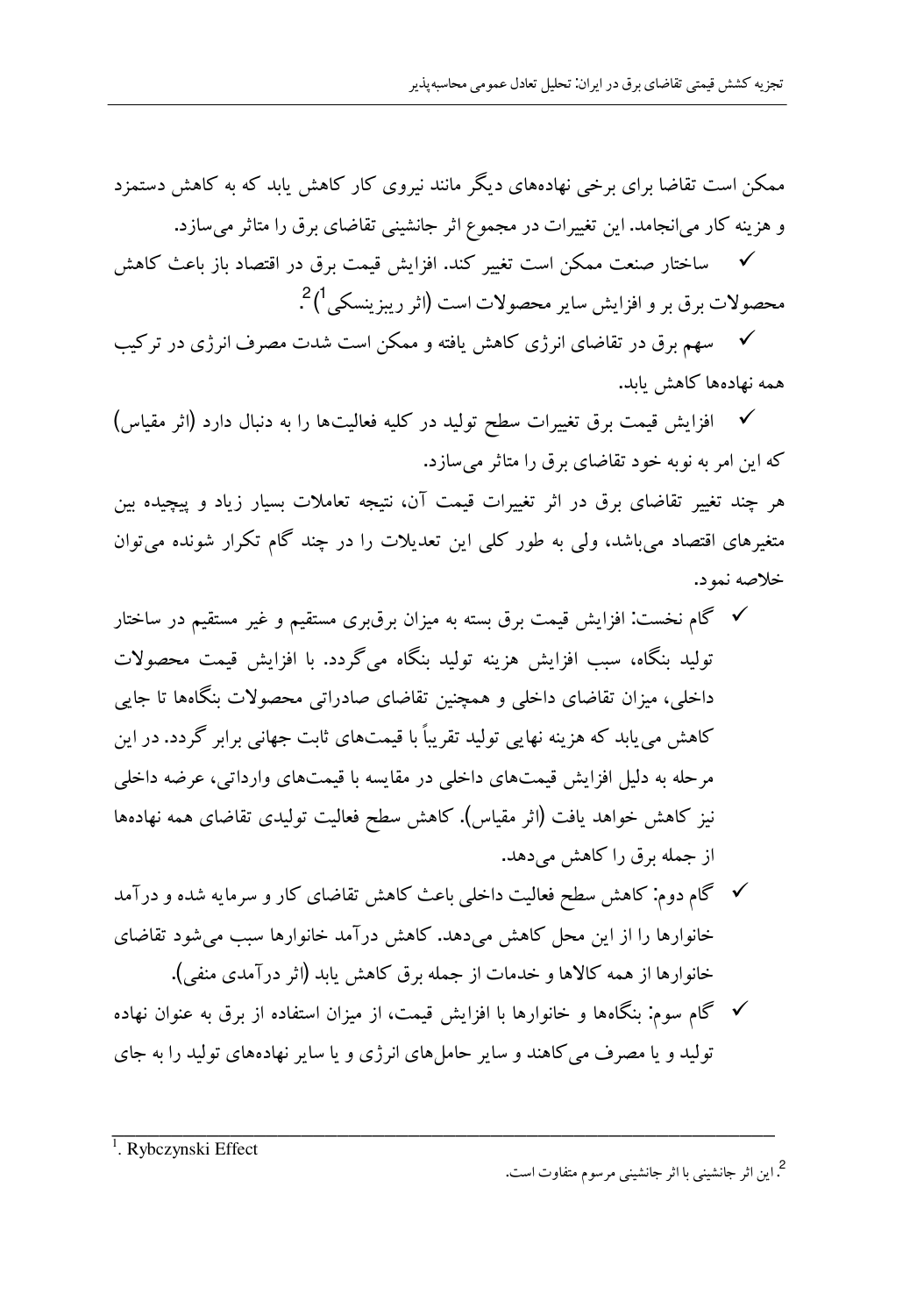ممکن است تقاضا برای برخی نهاده‌های دیگر مانند نیروی کار کاهش یابد که به کاهش دستمزد و هزینه کار می‌انجامد. این تغییرات در مجموع اثر جانشینی تقاضای برق را متاثر می‌سازد.

- ساختار صنعت ممکن است تغییر کند. افزایش قیمت برق در اقتصاد باز باعث کاهش محصولات برق بر و افزایش سایر محصولات است (اثر ریبزینسکی[1])[2].
- سهم برق در تقاضای انرژی کاهش یافته و ممکن است شدت مصرف انرژی در ترکیب همه نهاده‌ها کاهش یابد.
- افزایش قیمت برق تغییرات سطح تولید در کلیه فعالیت‌ها را به دنبال دارد (اثر مقیاس) که این امر به نوبه خود تقاضای برق را متاثر می‌سازد.

هر چند تغییر تقاضای برق در اثر تغییرات قیمت آن، نتیجه تعاملات بسیار زیاد و پیچیده بین متغیرهای اقتصاد می‌باشد، ولی به طور کلی این تعدیلات را در چند گام تکرار شونده می‌توان خلاصه نمود.

- گام نخست: افزایش قیمت برق بسته به میزان برق‌بری مستقیم و غیر مستقیم در ساختار تولید بنگاه، سبب افزایش هزینه تولید بنگاه می‌گردد. با افزایش قیمت محصولات داخلی، میزان تقاضای داخلی و همچنین تقاضای صادراتی محصولات بنگاه‌ها تا جایی کاهش می‌یابد که هزینه نهایی تولید تقریباً با قیمت‌های ثابت جهانی برابر گردد. در این مرحله به دلیل افزایش قیمت‌های داخلی در مقایسه با قیمت‌های وارداتی، عرضه داخلی نیز کاهش خواهد یافت (اثر مقیاس). کاهش سطح فعالیت تولیدی تقاضای همه نهاده‌ها از جمله برق را کاهش می‌دهد.
- گام دوم: کاهش سطح فعالیت داخلی باعث کاهش تقاضای کار و سرمایه شده و درآمد خانوارها را از این محل کاهش می‌دهد. کاهش درآمد خانوارها سبب می‌شود تقاضای خانوارها از همه کالاها و خدمات از جمله برق کاهش یابد (اثر درآمدی منفی).
- گام سوم: بنگاه‌ها و خانوارها با افزایش قیمت، از میزان استفاده از برق به عنوان نهاده تولید و یا مصرف می‌کاهند و سایر حامل‌های انرژی و یا سایر نهاده‌های تولید را به جای

---

[1]. Rybczynski Effect

[2]. این اثر جانشینی با اثر جانشینی مرسوم متفاوت است.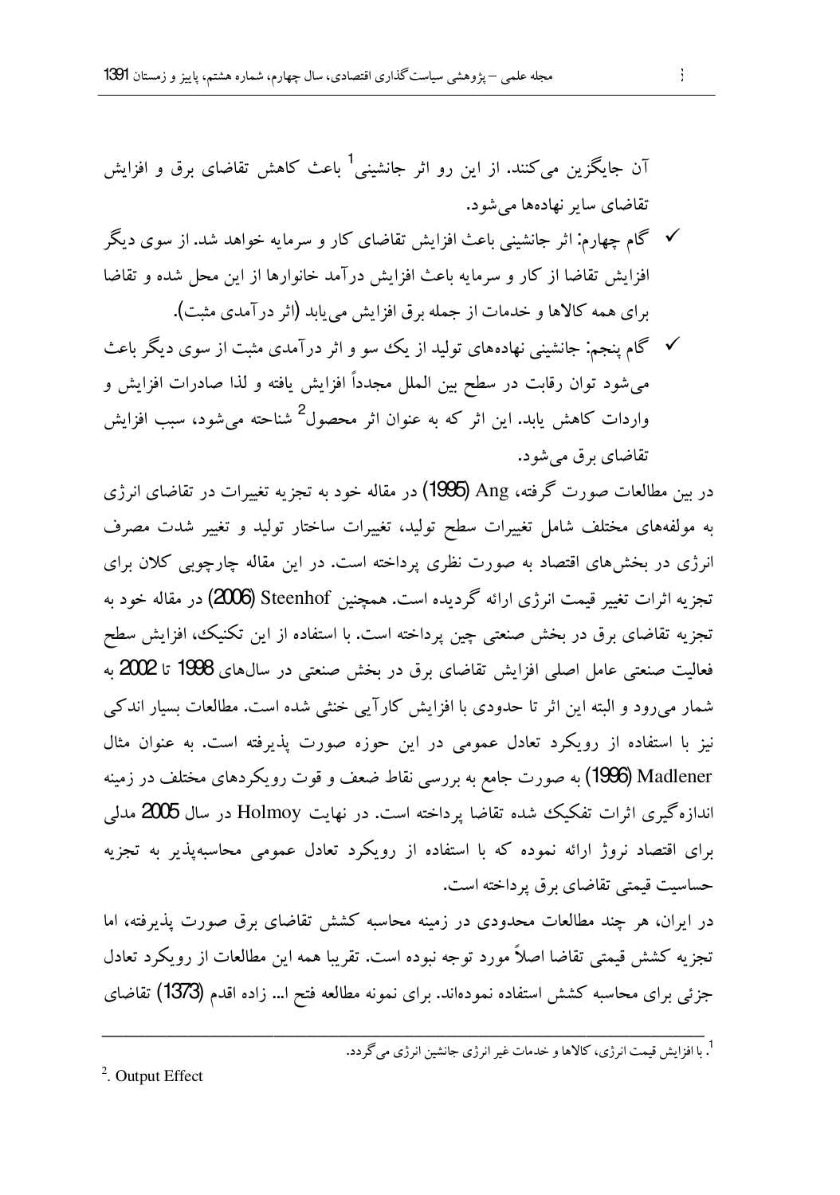آن جایگزین می‌کنند. از این رو اثر جانشینی[1] باعث کاهش تقاضای برق و افزایش تقاضای سایر نهاده‌ها می‌شود.

- ✓ گام چهارم: اثر جانشینی باعث افزایش تقاضای کار و سرمایه خواهد شد. از سوی دیگر افزایش تقاضا از کار و سرمایه باعث افزایش درآمد خانوارها از این محل شده و تقاضا برای همه کالاها و خدمات از جمله برق افزایش می‌یابد (اثر درآمدی مثبت).
- ✓ گام پنجم: جانشینی نهاده‌های تولید از یک سو و اثر درآمدی مثبت از سوی دیگر باعث می‌شود توان رقابت در سطح بین الملل مجدداً افزایش یافته و لذا صادرات افزایش و واردات کاهش یابد. این اثر که به عنوان اثر محصول[2] شناخته می‌شود، سبب افزایش تقاضای برق می‌شود.

در بین مطالعات صورت گرفته، Ang (1995) در مقاله خود به تجزیه تغییرات در تقاضای انرژی به مولفه‌های مختلف شامل تغییرات سطح تولید، تغییرات ساختار تولید و تغییر شدت مصرف انرژی در بخش‌های اقتصاد به صورت نظری پرداخته است. در این مقاله چارچوبی کلان برای تجزیه اثرات تغییر قیمت انرژی ارائه گردیده است. همچنین Steenhof (2006) در مقاله خود به تجزیه تقاضای برق در بخش صنعتی چین پرداخته است. با استفاده از این تکنیک، افزایش سطح فعالیت صنعتی عامل اصلی افزایش تقاضای برق در بخش صنعتی در سال‌های 1998 تا 2002 به شمار می‌رود و البته این اثر تا حدودی با افزایش کارآیی خنثی شده است. مطالعات بسیار اندکی نیز با استفاده از رویکرد تعادل عمومی در این حوزه صورت پذیرفته است. به عنوان مثال Madlener (1996) به صورت جامع به بررسی نقاط ضعف و قوت رویکردهای مختلف در زمینه اندازه‌گیری اثرات تفکیک شده تقاضا پرداخته است. در نهایت Holmoy در سال 2005 مدلی برای اقتصاد نروژ ارائه نموده که با استفاده از رویکرد تعادل عمومی محاسبه‌پذیر به تجزیه حساسیت قیمتی تقاضای برق پرداخته است.

در ایران، هر چند مطالعات محدودی در زمینه محاسبه کشش تقاضای برق صورت پذیرفته، اما تجزیه کشش قیمتی تقاضا اصلاً مورد توجه نبوده است. تقریبا همه این مطالعات از رویکرد تعادل جزئی برای محاسبه کشش استفاده نموده‌اند. برای نمونه مطالعه فتح ا... زاده اقدم (1373) تقاضای

---

[1]. با افزایش قیمت انرژی، کالاها و خدمات غیر انرژی جانشین انرژی می‌گردد.

[2]. Output Effect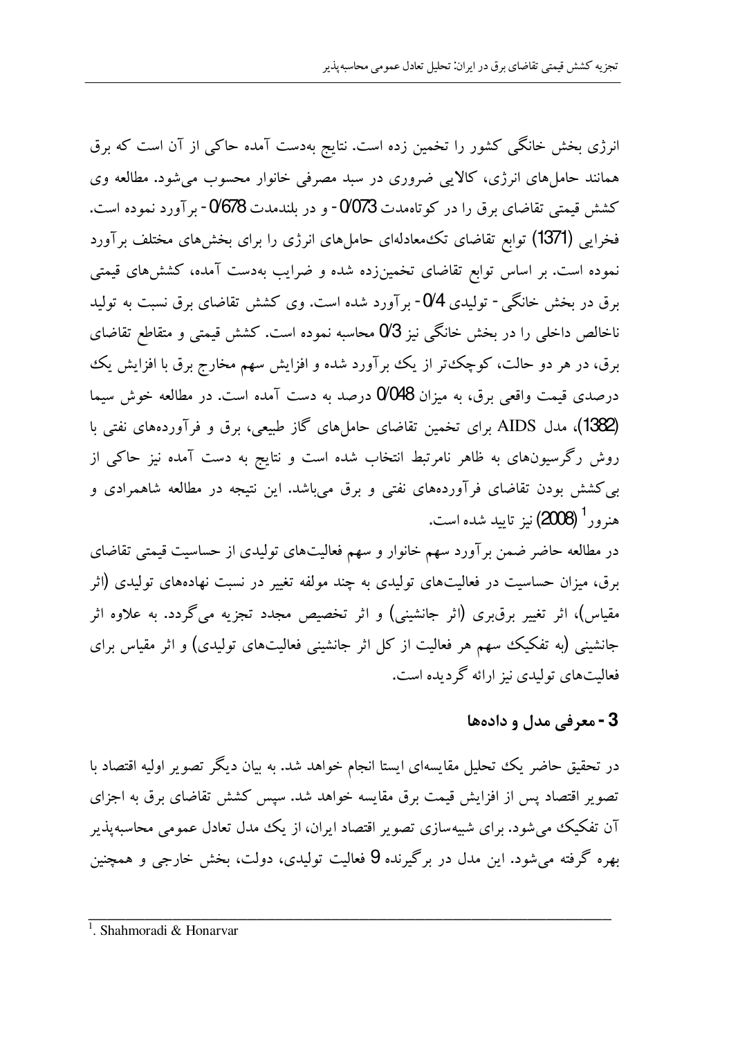انرژی بخش خانگی کشور را تخمین زده است. نتایج به‌دست آمده حاکی از آن است که برق همانند حامل‌های انرژی، کالایی ضروری در سبد مصرفی خانوار محسوب می‌شود. مطالعه وی کشش قیمتی تقاضای برق را در کوتاه‌مدت 0/073- و در بلندمدت 0/678- برآورد نموده است. فخرایی (1371) توابع تقاضای تک‌معادله‌ای حامل‌های انرژی را برای بخش‌های مختلف برآورد نموده است. بر اساس توابع تقاضای تخمین‌زده شده و ضرایب به‌دست آمده، کشش‌های قیمتی برق در بخش خانگی - تولیدی 0/4- برآورد شده است. وی کشش تقاضای برق نسبت به تولید ناخالص داخلی را در بخش خانگی نیز 0/3 محاسبه نموده است. کشش قیمتی و متقاطع تقاضای برق، در هر دو حالت، کوچک‌تر از یک برآورد شده و افزایش سهم مخارج برق با افزایش یک درصدی قیمت واقعی برق، به میزان 0/048 درصد به دست آمده است. در مطالعه خوش سیما (1382)، مدل AIDS برای تخمین تقاضای حامل‌های گاز طبیعی، برق و فرآورده‌های نفتی با روش رگرسیون‌های به ظاهر نامرتبط انتخاب شده است و نتایج به دست آمده نیز حاکی از بی‌کشش بودن تقاضای فرآورده‌های نفتی و برق می‌باشد. این نتیجه در مطالعه شاهمرادی و هنرور[1] (2008) نیز تایید شده است.

در مطالعه حاضر ضمن برآورد سهم خانوار و سهم فعالیت‌های تولیدی از حساسیت قیمتی تقاضای برق، میزان حساسیت در فعالیت‌های تولیدی به چند مولفه تغییر در نسبت نهاده‌های تولیدی (اثر مقیاس)، اثر تغییر برق‌بری (اثر جانشینی) و اثر تخصیص مجدد تجزیه می‌گردد. به علاوه اثر جانشینی (به تفکیک سهم هر فعالیت از کل اثر جانشینی فعالیت‌های تولیدی) و اثر مقیاس برای فعالیت‌های تولیدی نیز ارائه گردیده است.

## 3- معرفی مدل و داده‌ها

در تحقیق حاضر یک تحلیل مقایسه‌ای ایستا انجام خواهد شد. به بیان دیگر تصویر اولیه اقتصاد با تصویر اقتصاد پس از افزایش قیمت برق مقایسه خواهد شد. سپس کشش تقاضای برق به اجزای آن تفکیک می‌شود. برای شبیه‌سازی تصویر اقتصاد ایران، از یک مدل تعادل عمومی محاسبه‌پذیر بهره گرفته می‌شود. این مدل در برگیرنده 9 فعالیت تولیدی، دولت، بخش خارجی و همچنین

---

[1]. Shahmoradi & Honarvar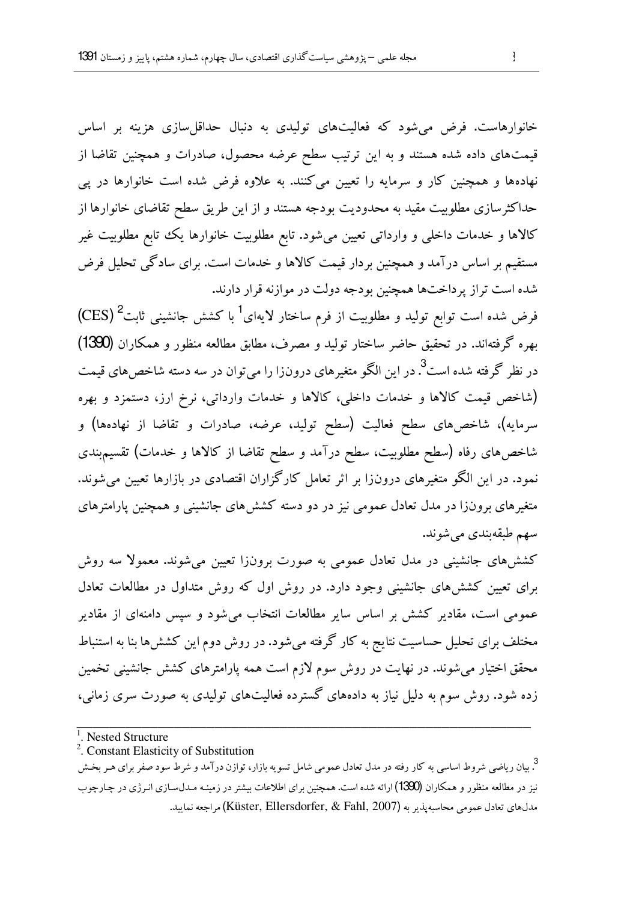خانوارهاست. فرض می‌شود که فعالیت‌های تولیدی به دنبال حداقل‌سازی هزینه بر اساس قیمت‌های داده شده هستند و به این ترتیب سطح عرضه محصول، صادرات و همچنین تقاضا از نهاده‌ها و همچنین کار و سرمایه را تعیین می‌کنند. به علاوه فرض شده است خانوارها در پی حداکثرسازی مطلوبیت مقید به محدودیت بودجه هستند و از این طریق سطح تقاضای خانوارها از کالاها و خدمات داخلی و وارداتی تعیین می‌شود. تابع مطلوبیت خانوارها یک تابع مطلوبیت غیر مستقیم بر اساس درآمد و همچنین بردار قیمت کالاها و خدمات است. برای سادگی تحلیل فرض شده است تراز پرداخت‌ها همچنین بودجه دولت در موازنه قرار دارند.

فرض شده است توابع تولید و مطلوبیت از فرم ساختار لایه‌ای[1] با کشش جانشینی ثابت[2] (CES) بهره گرفته‌اند. در تحقیق حاضر ساختار تولید و مصرف، مطابق مطالعه منظور و همکاران (1390) در نظر گرفته شده است[3]. در این الگو متغیرهای درون‌زا را می‌توان در سه دسته شاخص‌های قیمت (شاخص قیمت کالاها و خدمات داخلی، کالاها و خدمات وارداتی، نرخ ارز، دستمزد و بهره سرمایه)، شاخص‌های سطح فعالیت (سطح تولید، عرضه، صادرات و تقاضا از نهاده‌ها) و شاخص‌های رفاه (سطح مطلوبیت، سطح درآمد و سطح تقاضا از کالاها و خدمات) تقسیم‌بندی نمود. در این الگو متغیرهای درون‌زا بر اثر تعامل کارگزاران اقتصادی در بازارها تعیین می‌شوند. متغیرهای برون‌زا در مدل تعادل عمومی نیز در دو دسته کشش‌های جانشینی و همچنین پارامترهای سهم طبقه‌بندی می‌شوند.

کشش‌های جانشینی در مدل تعادل عمومی به صورت برون‌زا تعیین می‌شوند. معمولا سه روش برای تعیین کشش‌های جانشینی وجود دارد. در روش اول که روش متداول در مطالعات تعادل عمومی است، مقادیر کشش بر اساس سایر مطالعات انتخاب می‌شود و سپس دامنه‌ای از مقادیر مختلف برای تحلیل حساسیت نتایج به کار گرفته می‌شود. در روش دوم این کشش‌ها بنا به استنباط محقق اختیار می‌شوند. در نهایت در روش سوم لازم است همه پارامترهای کشش جانشینی تخمین زده شود. روش سوم به دلیل نیاز به داده‌های گسترده فعالیت‌های تولیدی به صورت سری زمانی،

---

[1]. Nested Structure

[2]. Constant Elasticity of Substitution

[3]. بیان ریاضی شروط اساسی به کار رفته در مدل تعادل عمومی شامل تسویه بازار، توازن درآمد و شرط سود صفر برای هر بخش نیز در مطالعه منظور و همکاران (1390) ارائه شده است. همچنین برای اطلاعات بیشتر در زمینه مدل‌سازی انرژی در چارچوب مدل‌های تعادل عمومی محاسبه‌پذیر به (Küster, Ellersdorfer, & Fahl, 2007) مراجعه نمایید.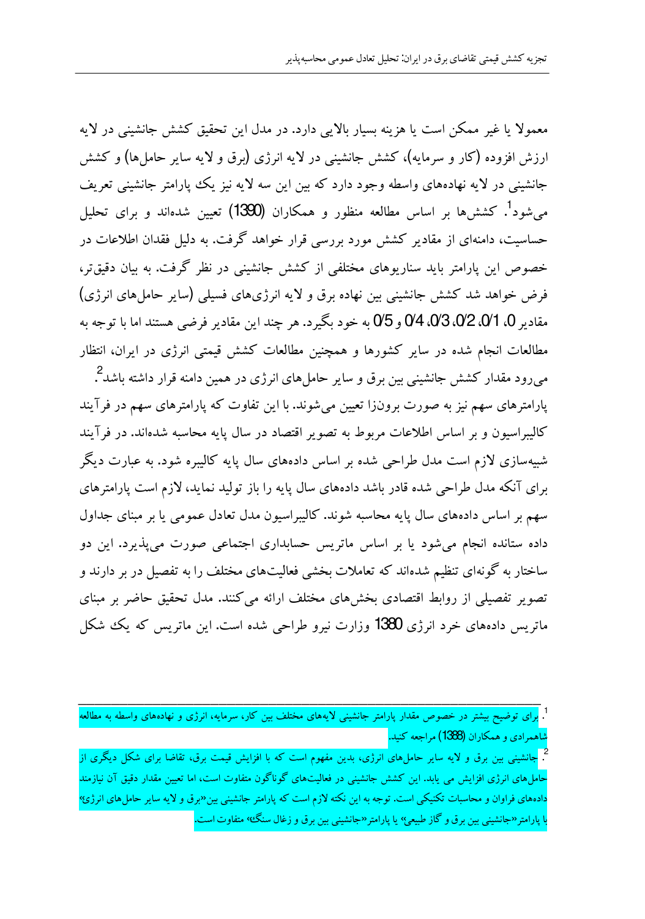معمولا یا غیر ممکن است یا هزینه بسیار بالایی دارد. در مدل این تحقیق کشش جانشینی در لایه ارزش افزوده (کار و سرمایه)، کشش جانشینی در لایه انرژی (برق و لایه سایر حامل‌ها) و کشش جانشینی در لایه نهاده‌های واسطه وجود دارد که بین این سه لایه نیز یک پارامتر جانشینی تعریف می‌شود[1]. کشش‌ها بر اساس مطالعه منظور و همکاران (1390) تعیین شده‌اند و برای تحلیل حساسیت، دامنه‌ای از مقادیر کشش مورد بررسی قرار خواهد گرفت. به دلیل فقدان اطلاعات در خصوص این پارامتر باید سناریوهای مختلفی از کشش جانشینی در نظر گرفت. به بیان دقیق‌تر، فرض خواهد شد کشش جانشینی بین نهاده برق و لایه انرژی‌های فسیلی (سایر حامل‌های انرژی) مقادیر 0، 0/1، 0/2، 0/3، 0/4 و 0/5 به خود بگیرد. هر چند این مقادیر فرضی هستند اما با توجه به مطالعات انجام شده در سایر کشورها و همچنین مطالعات کشش قیمتی انرژی در ایران، انتظار می‌رود مقدار کشش جانشینی بین برق و سایر حامل‌های انرژی در همین دامنه قرار داشته باشد[2].

پارامترهای سهم نیز به صورت برون‌زا تعیین می‌شوند. با این تفاوت که پارامترهای سهم در فرآیند کالیبراسیون و بر اساس اطلاعات مربوط به تصویر اقتصاد در سال پایه محاسبه شده‌اند. در فرآیند شبیه‌سازی لازم است مدل طراحی شده بر اساس داده‌های سال پایه کالیبره شود. به عبارت دیگر برای آنکه مدل طراحی شده قادر باشد داده‌های سال پایه را باز تولید نماید، لازم است پارامترهای سهم بر اساس داده‌های سال پایه محاسبه شوند. کالیبراسیون مدل تعادل عمومی یا بر مبنای جداول داده ستانده انجام می‌شود یا بر اساس ماتریس حسابداری اجتماعی صورت می‌پذیرد. این دو ساختار به گونه‌ای تنظیم شده‌اند که تعاملات بخشی فعالیت‌های مختلف را به تفصیل در بر دارند و تصویر تفصیلی از روابط اقتصادی بخش‌های مختلف ارائه می‌کنند. مدل تحقیق حاضر بر مبنای ماتریس داده‌های خرد انرژی 1380 وزارت نیرو طراحی شده است. این ماتریس که یک شکل

---

[1]. برای توضیح بیشتر در خصوص مقدار پارامتر جانشینی لایه‌های مختلف بین کار، سرمایه، انرژی و نهاده‌های واسطه به مطالعه شاهمرادی و همکاران (1388) مراجعه کنید.

[2]. جانشینی بین برق و لایه سایر حامل‌های انرژی، بدین مفهوم است که با افزایش قیمت برق، تقاضا برای شکل دیگری از حامل‌های انرژی افزایش می یابد. این کشش جانشینی در فعالیت‌های گوناگون متفاوت است، اما تعیین مقدار دقیق آن نیازمند داده‌های فراوان و محاسبات تکنیکی است. توجه به این نکته لازم است که پارامتر جانشینی بین«برق و لایه سایر حامل‌های انرژی» با پارامتر«جانشینی بین برق و گاز طبیعی» یا پارامتر«جانشینی بین برق و زغال سنگ» متفاوت است.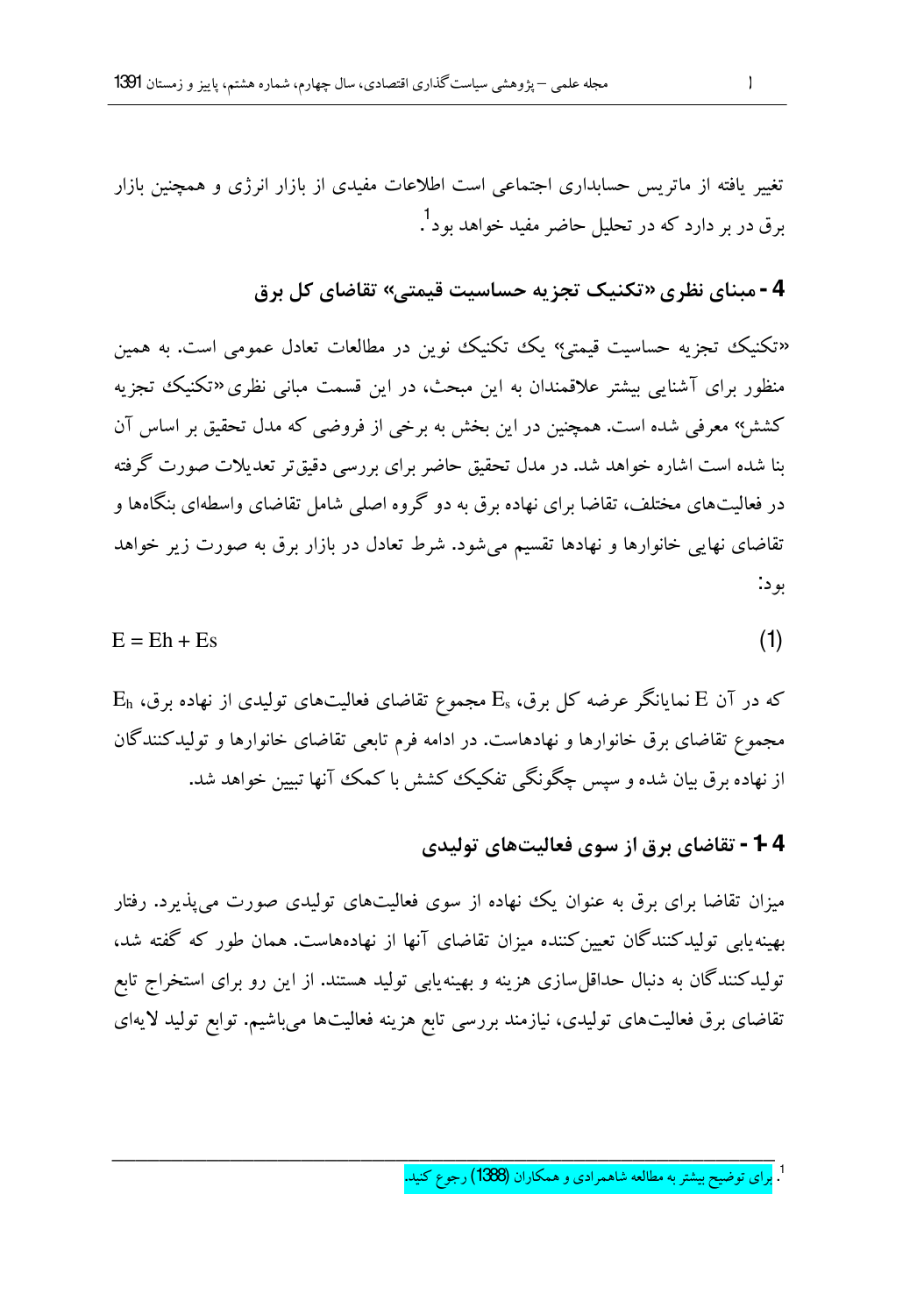تغییر یافته از ماتریس حسابداری اجتماعی است اطلاعات مفیدی از بازار انرژی و همچنین بازار برق در بر دارد که در تحلیل حاضر مفید خواهد بود[1].

## 4- مبنای نظری «تکنیک تجزیه حساسیت قیمتی» تقاضای کل برق

«تکنیک تجزیه حساسیت قیمتی» یک تکنیک نوین در مطالعات تعادل عمومی است. به همین منظور برای آشنایی بیشتر علاقمندان به این مبحث، در این قسمت مبانی نظری «تکنیک تجزیه کشش» معرفی شده است. همچنین در این بخش به برخی از فروضی که مدل تحقیق بر اساس آن بنا شده است اشاره خواهد شد. در مدل تحقیق حاضر برای بررسی دقیق‌تر تعدیلات صورت گرفته در فعالیت‌های مختلف، تقاضا برای نهاده برق به دو گروه اصلی شامل تقاضای واسطه‌ای بنگاه‌ها و تقاضای نهایی خانوارها و نهادها تقسیم می‌شود. شرط تعادل در بازار برق به صورت زیر خواهد بود:

$$E = Eh + Es \qquad (1)$$

که در آن $E$ نمایانگر عرضه کل برق، $E_s$ مجموع تقاضای فعالیت‌های تولیدی از نهاده برق، $E_h$ مجموع تقاضای برق خانوارها و نهادهاست. در ادامه فرم تابعی تقاضای خانوارها و تولیدکنندگان از نهاده برق بیان شده و سپس چگونگی تفکیک کشش با کمک آنها تبیین خواهد شد.

### 4-1- تقاضای برق از سوی فعالیت‌های تولیدی

میزان تقاضا برای برق به عنوان یک نهاده از سوی فعالیت‌های تولیدی صورت می‌پذیرد. رفتار بهینه‌یابی تولیدکنندگان تعیین‌کننده میزان تقاضای آنها از نهاده‌هاست. همان طور که گفته شد، تولیدکنندگان به دنبال حداقل‌سازی هزینه و بهینه‌یابی تولید هستند. از این رو برای استخراج تابع تقاضای برق فعالیت‌های تولیدی، نیازمند بررسی تابع هزینه فعالیت‌ها می‌باشیم. توابع تولید لایه‌ای

---

[1]. برای توضیح بیشتر به مطالعه شاهمرادی و همکاران (1388) رجوع کنید.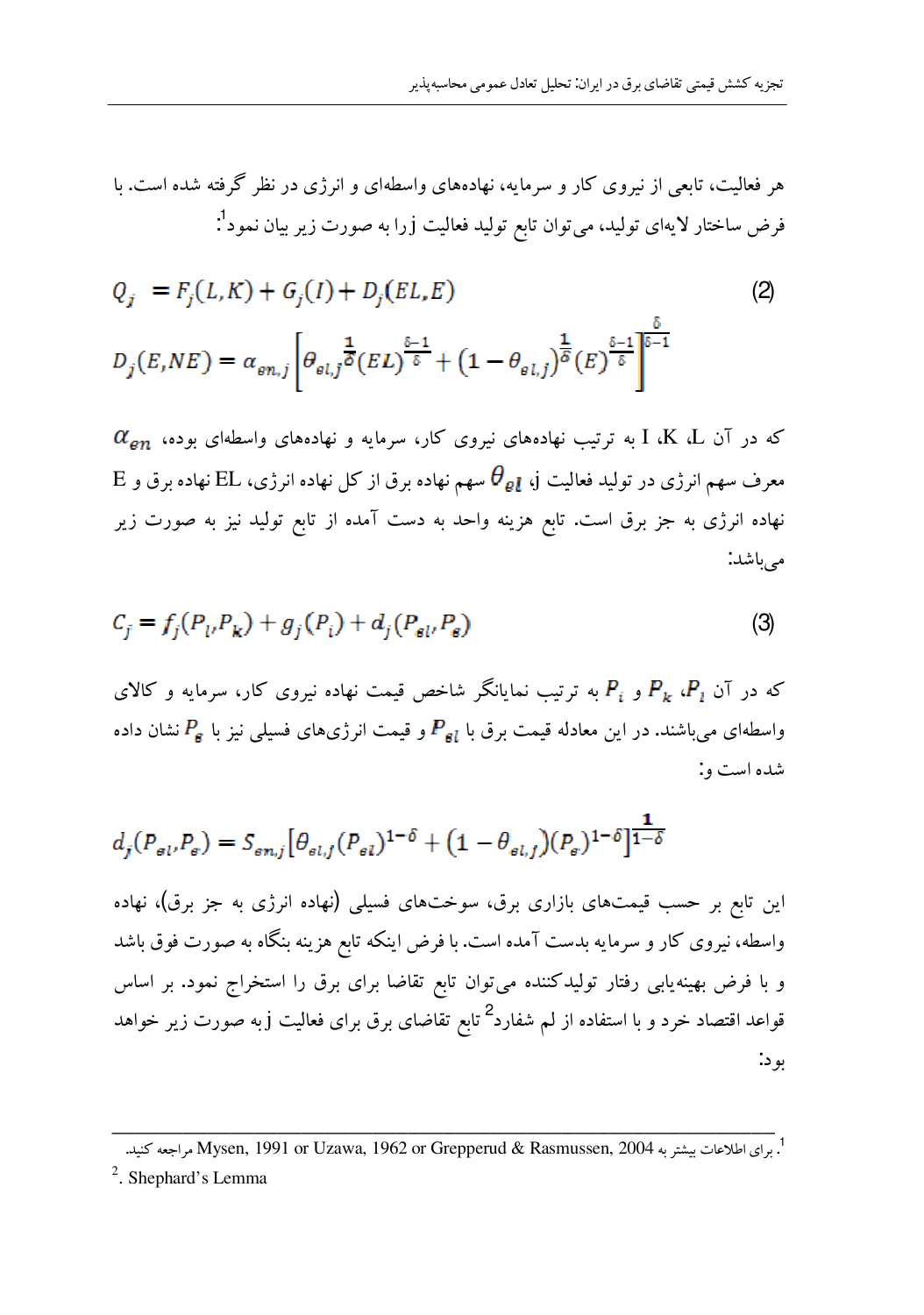هر فعالیت، تابعی از نیروی کار و سرمایه، نهاده‌های واسطه‌ای و انرژی در نظر گرفته شده است. با فرض ساختار لایه‌ای تولید، می‌توان تابع تولید فعالیت j را به صورت زیر بیان نمود[1]:

$$Q_j = F_j(L,K) + G_j(I) + D_j(EL,E) \tag{2}$$

$$D_j(E,NE) = \alpha_{en,j}\left[\theta_{el,j}^{\frac{1}{\delta}}(EL)^{\frac{\delta-1}{\delta}} + \left(1-\theta_{el,j}\right)^{\frac{1}{\delta}}(E)^{\frac{\delta-1}{\delta}}\right]^{\frac{\delta}{\delta-1}}$$

که در آن I ،K ،L به ترتیب نهاده‌های نیروی کار، سرمایه و نهاده‌های واسطه‌ای بوده، $\alpha_{en}$ معرف سهم انرژی در تولید فعالیت j، $\theta_{el}$ سهم نهاده برق از کل نهاده انرژی، EL نهاده برق و E نهاده انرژی به جز برق است. تابع هزینه واحد به دست آمده از تابع تولید نیز به صورت زیر می‌باشد:

$$C_j = f_j(P_l,P_k) + g_j(P_i) + d_j(P_{el},P_e) \tag{3}$$

که در آن $P_l$، $P_k$ و $P_i$ به ترتیب نمایانگر شاخص قیمت نهاده نیروی کار، سرمایه و کالای واسطه‌ای می‌باشند. در این معادله قیمت برق با $P_{el}$ و قیمت انرژی‌های فسیلی نیز با $P_e$ نشان داده شده است و:

$$d_j(P_{el},P_e) = S_{en,j}\left[\theta_{el,j}(P_{el})^{1-\delta} + \left(1-\theta_{el,j}\right)(P_e)^{1-\delta}\right]^{\frac{1}{1-\delta}}$$

این تابع بر حسب قیمت‌های بازاری برق، سوخت‌های فسیلی (نهاده انرژی به جز برق)، نهاده واسطه، نیروی کار و سرمایه بدست آمده است. با فرض اینکه تابع هزینه بنگاه به صورت فوق باشد و با فرض بهینه‌یابی رفتار تولیدکننده می‌توان تابع تقاضا برای برق را استخراج نمود. بر اساس قواعد اقتصاد خرد و با استفاده از لم شفارد[2] تابع تقاضای برق برای فعالیت j به صورت زیر خواهد بود:

---

[1]. برای اطلاعات بیشتر به Mysen, 1991 or Uzawa, 1962 or Grepperud & Rasmussen, 2004 مراجعه کنید.

[2]. Shephard's Lemma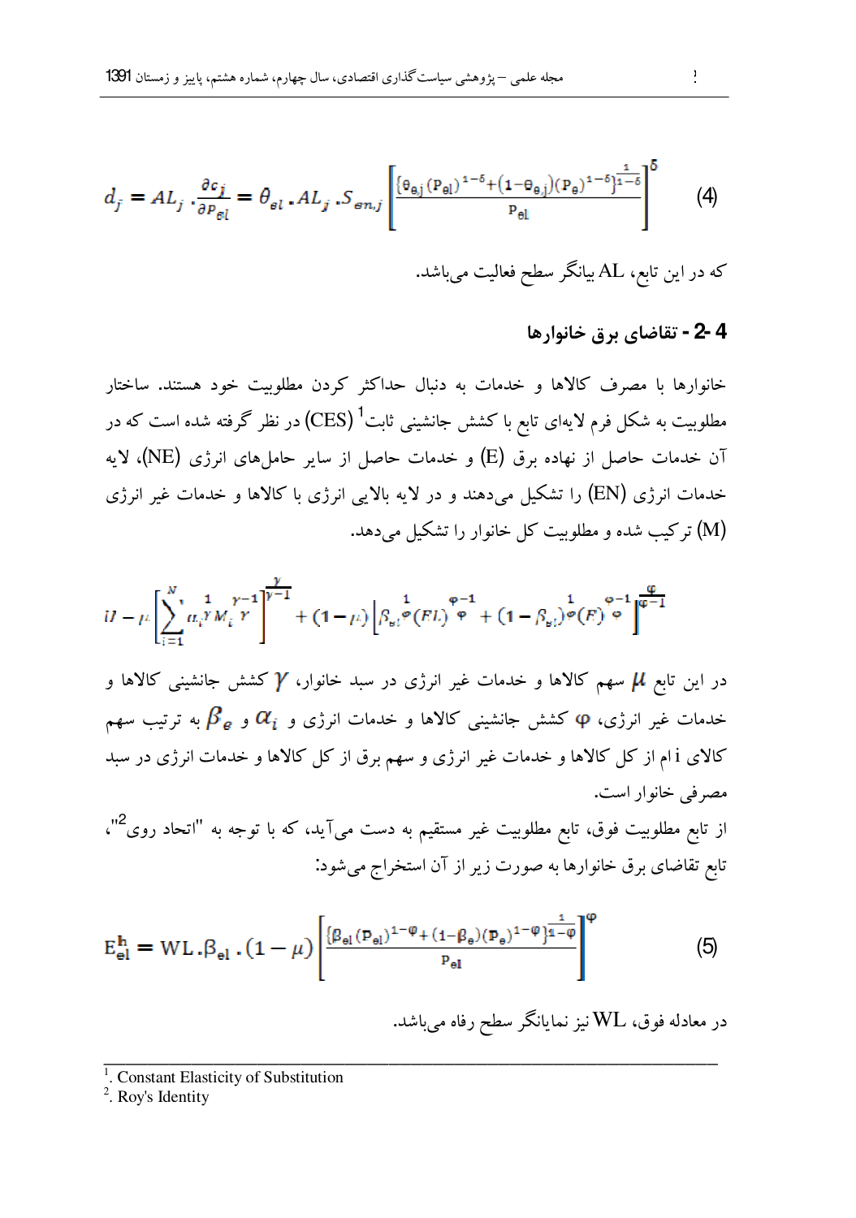$$d_j = AL_j \cdot \frac{\partial c_j}{\partial p_{el}} = \theta_{el} \cdot AL_j \cdot S_{en,j} \left[ \frac{\{\theta_{ej}(P_{el})^{1-\delta} + (1-\theta_{ej})(P_e)^{1-\delta}\}^{\frac{1}{1-\delta}}}{P_{el}} \right]^{\delta} \qquad (4)$$

که در این تابع، AL بیانگر سطح فعالیت می‌باشد.

## 4-2 - تقاضای برق خانوارها

خانوارها با مصرف کالاها و خدمات به دنبال حداکثر کردن مطلوبیت خود هستند. ساختار مطلوبیت به شکل فرم لایه‌ای تابع با کشش جانشینی ثابت[1] (CES) در نظر گرفته شده است که در آن خدمات حاصل از نهاده برق (E) و خدمات حاصل از سایر حامل‌های انرژی (NE)، لایه خدمات انرژی (EN) را تشکیل می‌دهند و در لایه بالایی انرژی با کالاها و خدمات غیر انرژی (M) ترکیب شده و مطلوبیت کل خانوار را تشکیل می‌دهد.

$$U = \mu \left[ \sum_{i=1}^{N} \alpha_i^{\frac{1}{\gamma}} M_i^{\frac{\gamma-1}{\gamma}} \right]^{\frac{\gamma}{\gamma-1}} + (1-\mu) \left[ \beta_{el}^{\frac{1}{\varphi}} (EL)^{\frac{\varphi-1}{\varphi}} + (1-\beta_{el})^{\frac{1}{\varphi}} (E)^{\frac{\varphi-1}{\varphi}} \right]^{\frac{\varphi}{\varphi-1}}$$

در این تابع $\mu$ سهم کالاها و خدمات غیر انرژی در سبد خانوار، $\gamma$ کشش جانشینی کالاها و خدمات غیر انرژی، $\varphi$ کشش جانشینی کالاها و خدمات انرژی و $\alpha_i$ و $\beta_e$ به ترتیب سهم کالای i ام از کل کالاها و خدمات غیر انرژی و سهم برق از کل کالاها و خدمات انرژی در سبد مصرفی خانوار است.

از تابع مطلوبیت فوق، تابع مطلوبیت غیر مستقیم به دست می‌آید، که با توجه به "اتحاد روی[2]"، تابع تقاضای برق خانوارها به صورت زیر از آن استخراج می‌شود:

$$E_{el}^{h} = WL \cdot \beta_{el} \cdot (1-\mu) \left[ \frac{\{\beta_{el}(P_{el})^{1-\varphi} + (1-\beta_e)(P_e)^{1-\varphi}\}^{\frac{1}{1-\varphi}}}{P_{el}} \right]^{\varphi} \qquad (5)$$

در معادله فوق، WL نیز نمایانگر سطح رفاه می‌باشد.

---

[1]. Constant Elasticity of Substitution

[2]. Roy's Identity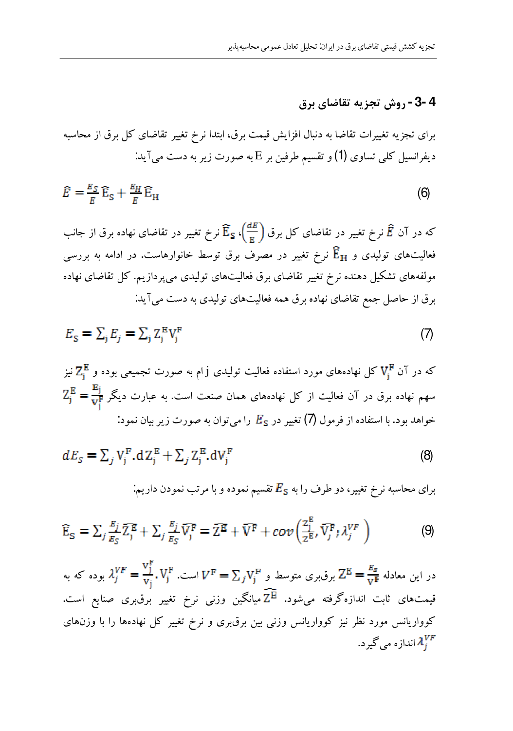## 4-3- روش تجزیه تقاضای برق

برای تجزیه تغییرات تقاضا به دنبال افزایش قیمت برق، ابتدا نرخ تغییر تقاضای کل برق از محاسبه دیفرانسیل کلی تساوی (1) و تقسیم طرفین بر E به صورت زیر به دست می‌آید:

$$\hat{E} = \frac{E_S}{E}\hat{E}_S + \frac{E_H}{E}\hat{E}_H \tag{6}$$

که در آن $\hat{E}$ نرخ تغییر در تقاضای کل برق $\left(\frac{dE}{E}\right)$، $\hat{E}_S$ نرخ تغییر در تقاضای نهاده برق از جانب فعالیت‌های تولیدی و $\hat{E}_H$ نرخ تغییر در مصرف برق توسط خانوارهاست. در ادامه به بررسی مولفه‌های تشکیل دهنده نرخ تغییر تقاضای برق فعالیت‌های تولیدی می‌پردازیم. کل تقاضای نهاده برق از حاصل جمع تقاضای نهاده برق همه فعالیت‌های تولیدی به دست می‌آید:

$$E_S = \sum_j E_j = \sum_j Z_j^E V_j^F \tag{7}$$

که در آن $V_j^F$ کل نهاده‌های مورد استفاده فعالیت تولیدی j ام به صورت تجمیعی بوده و $Z_j^E$ نیز سهم نهاده برق در آن فعالیت از کل نهاده‌های همان صنعت است. به عبارت دیگر $Z_j^E = \frac{E_j}{V_j^F}$ خواهد بود. با استفاده از فرمول (7) تغییر در $E_S$ را می‌توان به صورت زیر بیان نمود:

$$dE_S = \sum_j V_j^F . dZ_j^E + \sum_j Z_j^E . dV_j^F \tag{8}$$

برای محاسبه نرخ تغییر، دو طرف را به $E_S$ تقسیم نموده و با مرتب نمودن داریم:

$$\hat{E}_S = \sum_j \frac{E_j}{E_S}\widehat{Z_j^E} + \sum_j \frac{E_j}{E_S}\widehat{V_j^F} = \widehat{\bar{Z}^E} + \widehat{V^F} + cov\left(\frac{Z_j^E}{Z^E}, \widehat{V_j^F}; \lambda_j^{VF}\right) \tag{9}$$

در این معادله $Z^E = \frac{E_S}{V^F}$ برقبری متوسط و $V^F = \sum_j V_j^F$ است. $\lambda_j^{VF} = \frac{V_j^F}{V_j} . V_j^F$ بوده که به قیمت‌های ثابت اندازه‌گرفته می‌شود. $\widehat{\bar{Z}^E}$ میانگین وزنی نرخ تغییر برقبری صنایع است. کوواریانس مورد نظر نیز کوواریانس وزنی بین برقبری و نرخ تغییر کل نهاده‌ها را با وزن‌های $\lambda_j^{VF}$ اندازه می‌گیرد.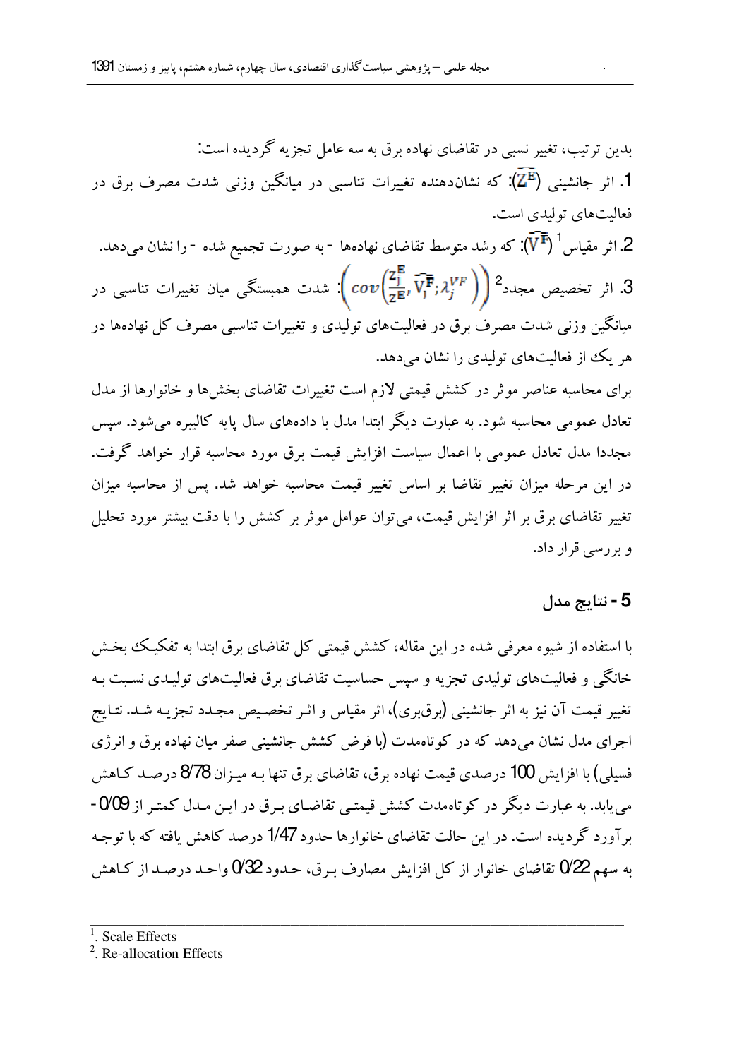بدین ترتیب، تغییر نسبی در تقاضای نهاده برق به سه عامل تجزیه گردیده است:

1. اثر جانشینی ($\widetilde{Z^{E}}$): که نشان‌دهنده تغییرات تناسبی در میانگین وزنی شدت مصرف برق در فعالیت‌های تولیدی است.

2. اثر مقیاس[1] ($\widetilde{V^{F}}$): که رشد متوسط تقاضای نهاده‌ها -به صورت تجمیع شده- را نشان می‌دهد.

3. اثر تخصیص مجدد[2] $\left( cov\left(\frac{Z_j^{E}}{Z^{E}}, \widetilde{V_j^{F}}; \lambda_j^{VF}\right) \right)$: شدت همبستگی میان تغییرات تناسبی در میانگین وزنی شدت مصرف برق در فعالیت‌های تولیدی و تغییرات تناسبی مصرف کل نهاده‌ها در هر یک از فعالیت‌های تولیدی را نشان می‌دهد.

برای محاسبه عناصر موثر در کشش قیمتی لازم است تغییرات تقاضای بخش‌ها و خانوارها از مدل تعادل عمومی محاسبه شود. به عبارت دیگر ابتدا مدل با داده‌های سال پایه کالیبره می‌شود. سپس مجددا مدل تعادل عمومی با اعمال سیاست افزایش قیمت برق مورد محاسبه قرار خواهد گرفت. در این مرحله میزان تغییر تقاضا بر اساس تغییر قیمت محاسبه خواهد شد. پس از محاسبه میزان تغییر تقاضای برق بر اثر افزایش قیمت، می‌توان عوامل موثر بر کشش را با دقت بیشتر مورد تحلیل و بررسی قرار داد.

## 5- نتایج مدل

با استفاده از شیوه معرفی شده در این مقاله، کشش قیمتی کل تقاضای برق ابتدا به تفکیک بخش خانگی و فعالیت‌های تولیدی تجزیه و سپس حساسیت تقاضای برق فعالیت‌های تولیدی نسبت به تغییر قیمت آن نیز به اثر جانشینی (برق‌بری)، اثر مقیاس و اثر تخصیص مجدد تجزیه شد. نتایج اجرای مدل نشان می‌دهد که در کوتاه‌مدت (با فرض کشش جانشینی صفر میان نهاده برق و انرژی فسیلی) با افزایش 100 درصدی قیمت نهاده برق، تقاضای برق تنها به میزان 8/78 درصد کاهش می‌یابد. به عبارت دیگر در کوتاه‌مدت کشش قیمتی تقاضای برق در این مدل کمتر از 0/09- برآورد گردیده است. در این حالت تقاضای خانوارها حدود 1/47 درصد کاهش یافته که با توجه به سهم 0/22 تقاضای خانوار از کل افزایش مصارف برق، حدود 0/32 واحد درصد از کاهش

---

[1]. Scale Effects

[2]. Re-allocation Effects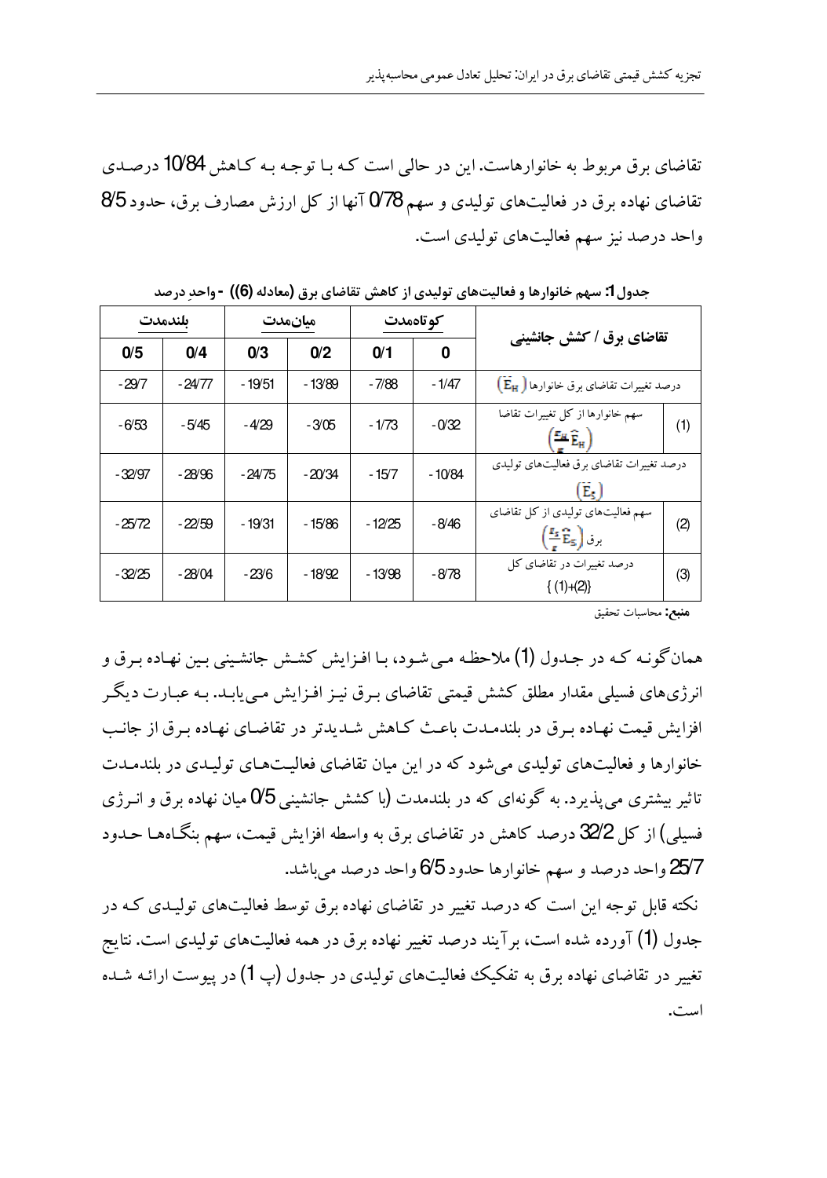تقاضای برق مربوط به خانوارهاست. این در حالی است که با توجه به کاهش 10/84 درصدی تقاضای نهاده برق در فعالیت‌های تولیدی و سهم 0/78 آنها از کل ارزش مصارف برق، حدود 8/5 واحد درصد نیز سهم فعالیت‌های تولیدی است.

**جدول 1: سهم خانوارها و فعالیت‌های تولیدی از کاهش تقاضای برق (معادله (6)) - واحدِ درصد**

| | تقاضای برق / کشش جانشینی | کوتاه‌مدت | | میان‌مدت | | بلندمدت | |
|---|---|---|---|---|---|---|---|
| | | 0 | 0/1 | 0/2 | 0/3 | 0/4 | 0/5 |
| | درصد تغییرات تقاضای برق خانوارها $(\hat{E}_H)$ | -1/47 | -7/88 | -13/89 | -19/51 | -24/77 | -29/7 |
| (1) | سهم خانوارها از کل تغییرات تقاضا $\left(\frac{E_H}{E}\hat{E}_H\right)$ | -0/32 | -1/73 | -3/05 | -4/29 | -5/45 | -6/53 |
| | درصد تغییرات تقاضای برق فعالیت‌های تولیدی $(\hat{E}_S)$ | -10/84 | -15/7 | -20/34 | -24/75 | -28/96 | -32/97 |
| (2) | سهم فعالیت‌های تولیدی از کل تقاضای برق $\left(\frac{E_S}{E}\hat{E}_S\right)$ | -8/46 | -12/25 | -15/86 | -19/31 | -22/59 | -25/72 |
| (3) | درصد تغییرات در تقاضای کل {(1)+(2)} | -8/78 | -13/98 | -18/92 | -23/6 | -28/04 | -32/25 |

**منبع:** محاسبات تحقیق

همان‌گونه که در جدول (1) ملاحظه می‌شود، با افزایش کشش جانشینی بین نهاده برق و انرژی‌های فسیلی مقدار مطلق کشش قیمتی تقاضای برق نیز افزایش می‌یابد. به عبارت دیگر افزایش قیمت نهاده برق در بلندمدت باعث کاهش شدیدتر در تقاضای نهاده برق از جانب خانوارها و فعالیت‌های تولیدی می‌شود که در این میان تقاضای فعالیت‌های تولیدی در بلندمدت تاثیر بیشتری می‌پذیرد. به گونه‌ای که در بلندمدت (با کشش جانشینی 0/5 میان نهاده برق و انرژی فسیلی) از کل 32/2 درصد کاهش در تقاضای برق به واسطه افزایش قیمت، سهم بنگاه‌ها حدود 25/7 واحد درصد و سهم خانوارها حدود 6/5 واحد درصد می‌باشد.

نکته قابل توجه این است که درصد تغییر در تقاضای نهاده برق توسط فعالیت‌های تولیدی که در جدول (1) آورده شده است، برآیند درصد تغییر نهاده برق در همه فعالیت‌های تولیدی است. نتایج تغییر در تقاضای نهاده برق به تفکیک فعالیت‌های تولیدی در جدول (پ 1) در پیوست ارائه شده است.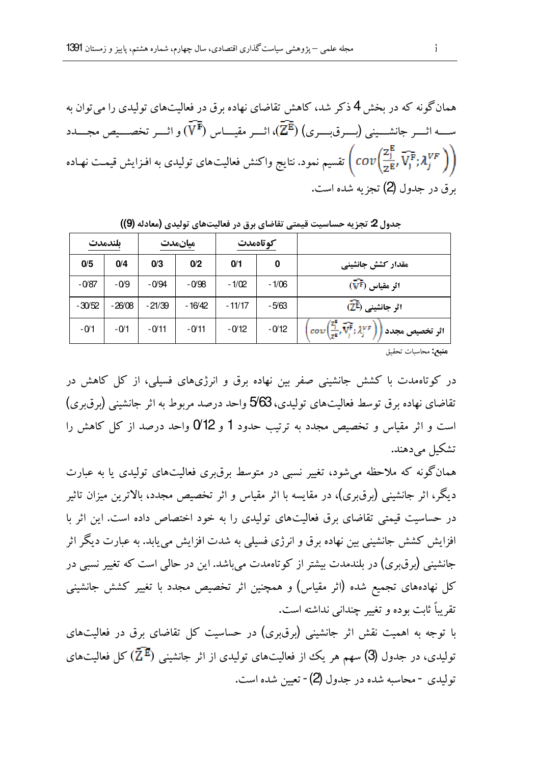همان‌گونه که در بخش 4 ذکر شد، کاهش تقاضای نهاده برق در فعالیت‌های تولیدی را می‌توان به سه اثر جانشینی (برق‌بری) ($\widetilde{Z^E}$)، اثر مقیاس ($\widetilde{V^F}$) و اثر تخصیص مجدد $\left( cov\left(\frac{z_j^E}{z^{E'}}, \widetilde{V_j^F}; \lambda_j^{VF} \right)\right)$ تقسیم نمود. نتایج واکنش فعالیت‌های تولیدی به افزایش قیمت نهاده برق در جدول (2) تجزیه شده است.

**جدول 2: تجزیه حساسیت قیمتی تقاضای برق در فعالیت‌های تولیدی (معادله (9))**

| | کوتاه‌مدت | | میان‌مدت | | بلندمدت | |
|---|---|---|---|---|---|---|
| **مقدار کشش جانشینی** | **0** | **0/1** | **0/2** | **0/3** | **0/4** | **0/5** |
| **اثر مقیاس** ($\widetilde{V^F}$) | -1/06 | -1/02 | -0/98 | -0/94 | -0/9 | -0/87 |
| **اثر جانشینی** ($\widetilde{Z^E}$) | -5/63 | -11/17 | -16/42 | -21/39 | -26/08 | -30/52 |
| **اثر تخصیص مجدد** $\left( cov\left(\frac{z_j^E}{z^E}, \widetilde{V_j^F}; \lambda_j^{VF} \right)\right)$ | -0/12 | -0/12 | -0/11 | -0/11 | -0/1 | -0/1 |

**منبع:** محاسبات تحقیق

در کوتاه‌مدت با کشش جانشینی صفر بین نهاده برق و انرژی‌های فسیلی، از کل کاهش در تقاضای نهاده برق توسط فعالیت‌های تولیدی، 5/63 واحد درصد مربوط به اثر جانشینی (برق‌بری) است و اثر مقیاس و تخصیص مجدد به ترتیب حدود 1 و 0/12 واحد درصد از کل کاهش را تشکیل می‌دهند.

همان‌گونه که ملاحظه می‌شود، تغییر نسبی در متوسط برق‌بری فعالیت‌های تولیدی یا به عبارت دیگر، اثر جانشینی (برق‌بری)، در مقایسه با اثر مقیاس و اثر تخصیص مجدد، بالاترین میزان تاثیر در حساسیت قیمتی تقاضای برق فعالیت‌های تولیدی را به خود اختصاص داده است. این اثر با افزایش کشش جانشینی بین نهاده برق و انرژی فسیلی به شدت افزایش می‌یابد. به عبارت دیگر اثر جانشینی (برق‌بری) در بلندمدت بیشتر از کوتاه‌مدت می‌باشد. این در حالی است که تغییر نسبی در کل نهاده‌های تجمیع شده (اثر مقیاس) و همچنین اثر تخصیص مجدد با تغییر کشش جانشینی تقریباً ثابت بوده و تغییر چندانی نداشته است.

با توجه به اهمیت نقش اثر جانشینی (برق‌بری) در حساسیت کل تقاضای برق در فعالیت‌های تولیدی، در جدول (3) سهم هر یک از فعالیت‌های تولیدی از اثر جانشینی ($\widetilde{Z^E}$) کل فعالیت‌های تولیدی - محاسبه شده در جدول (2) - تعیین شده است.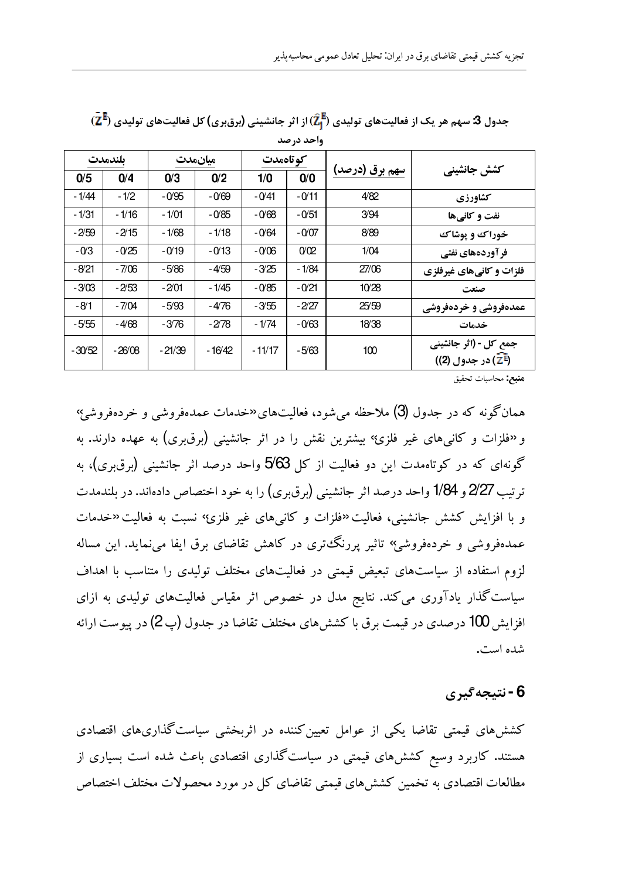جدول 3: سهم هر یک از فعالیت‌های تولیدی ($\hat{Z}_i^E$) از اثر جانشینی (برق‌بری) کل فعالیت‌های تولیدی ($\bar{Z}^E$)

واحد درصد

| کشش جانشینی | سهم برق (درصد) | کوتاه‌مدت | | میان‌مدت | | بلندمدت | |
|---|---|---|---|---|---|---|---|
| | | 0/0 | 1/0 | 0/2 | 0/3 | 0/4 | 0/5 |
| کشاورزی | 4/82 | -0/11 | -0/41 | -0/69 | -0/95 | -1/2 | -1/44 |
| نفت و کانی‌ها | 3/94 | -0/51 | -0/68 | -0/85 | -1/01 | -1/16 | -1/31 |
| خوراک و پوشاک | 8/89 | -0/07 | -0/64 | -1/18 | -1/68 | -2/15 | -2/59 |
| فرآورده‌های نفتی | 1/04 | 0/02 | -0/06 | -0/13 | -0/19 | -0/25 | -0/3 |
| فلزات و کانی‌های غیرفلزی | 27/06 | -1/84 | -3/25 | -4/59 | -5/86 | -7/06 | -8/21 |
| صنعت | 10/28 | -0/21 | -0/85 | -1/45 | -2/01 | -2/53 | -3/03 |
| عمده‌فروشی و خرده‌فروشی | 25/59 | -2/27 | -3/55 | -4/76 | -5/93 | -7/04 | -8/1 |
| خدمات | 18/38 | -0/63 | -1/74 | -2/78 | -3/76 | -4/68 | -5/55 |
| جمع کل - (اثر جانشینی ($\bar{Z}^E$) در جدول (2)) | 100 | -5/63 | -11/17 | -16/42 | -21/39 | -26/08 | -30/52 |

**منبع:** محاسبات تحقیق

همان‌گونه که در جدول (3) ملاحظه می‌شود، فعالیت‌های «خدمات عمده‌فروشی و خرده‌فروشی» و «فلزات و کانی‌های غیر فلزی» بیشترین نقش را در اثر جانشینی (برق‌بری) به عهده دارند. به گونه‌ای که در کوتاه‌مدت این دو فعالیت از کل 5/63 واحد درصد اثر جانشینی (برق‌بری)، به ترتیب 2/27 و 1/84 واحد درصد اثر جانشینی (برق‌بری) را به خود اختصاص داده‌اند. در بلندمدت و با افزایش کشش جانشینی، فعالیت «فلزات و کانی‌های غیر فلزی» نسبت به فعالیت «خدمات عمده‌فروشی و خرده‌فروشی» تاثیر پررنگ‌تری در کاهش تقاضای برق ایفا می‌نماید. این مساله لزوم استفاده از سیاست‌های تبعیض قیمتی در فعالیت‌های مختلف تولیدی را متناسب با اهداف سیاست‌گذار یادآوری می‌کند. نتایج مدل در خصوص اثر مقیاس فعالیت‌های تولیدی به ازای افزایش 100 درصدی در قیمت برق با کشش‌های مختلف تقاضا در جدول (پ 2) در پیوست ارائه شده است.

## 6 - نتیجه‌گیری

کشش‌های قیمتی تقاضا یکی از عوامل تعیین‌کننده در اثربخشی سیاست‌گذاری‌های اقتصادی هستند. کاربرد وسیع کشش‌های قیمتی در سیاست‌گذاری اقتصادی باعث شده است بسیاری از مطالعات اقتصادی به تخمین کشش‌های قیمتی تقاضای کل در مورد محصولات مختلف اختصاص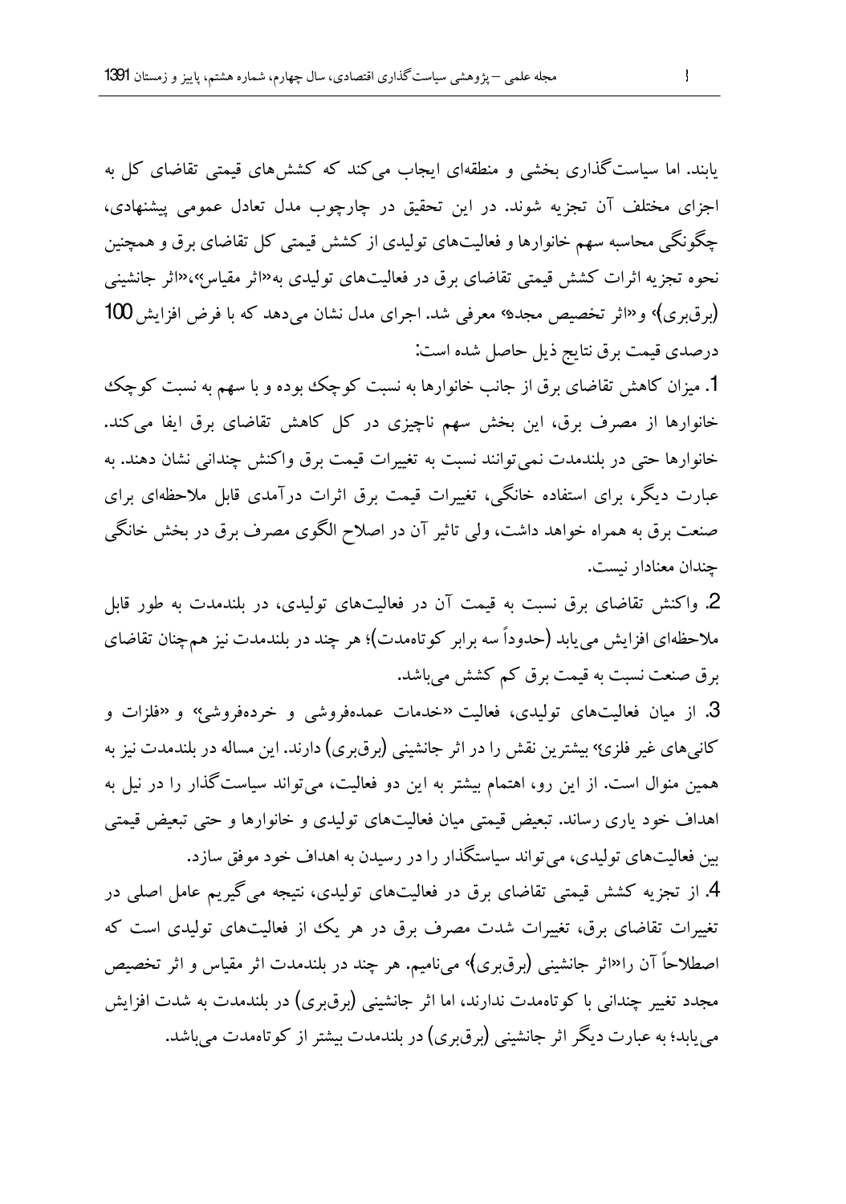یابند. اما سیاست‌گذاری بخشی و منطقه‌ای ایجاب می‌کند که کشش‌های قیمتی تقاضای کل به اجزای مختلف آن تجزیه شوند. در این تحقیق در چارچوب مدل تعادل عمومی پیشنهادی، چگونگی محاسبه سهم خانوارها و فعالیت‌های تولیدی از کشش قیمتی کل تقاضای برق و همچنین نحوه تجزیه اثرات کشش قیمتی تقاضای برق در فعالیت‌های تولیدی به«اثر مقیاس»،«اثر جانشینی (برق‌بری)» و«اثر تخصیص مجدد» معرفی شد. اجرای مدل نشان می‌دهد که با فرض افزایش 100 درصدی قیمت برق نتایج ذیل حاصل شده است:

1. میزان کاهش تقاضای برق از جانب خانوارها به نسبت کوچک بوده و با سهم به نسبت کوچک خانوارها از مصرف برق، این بخش سهم ناچیزی در کل کاهش تقاضای برق ایفا می‌کند. خانوارها حتی در بلندمدت نمی‌توانند نسبت به تغییرات قیمت برق واکنش چندانی نشان دهند. به عبارت دیگر، برای استفاده خانگی، تغییرات قیمت برق اثرات درآمدی قابل ملاحظه‌ای برای صنعت برق به همراه خواهد داشت، ولی تاثیر آن در اصلاح الگوی مصرف برق در بخش خانگی چندان معنادار نیست.

2. واکنش تقاضای برق نسبت به قیمت آن در فعالیت‌های تولیدی، در بلندمدت به طور قابل ملاحظه‌ای افزایش می‌یابد (حدوداً سه برابر کوتاه‌مدت)؛ هر چند در بلندمدت نیز هم‌چنان تقاضای برق صنعت نسبت به قیمت برق کم کشش می‌باشد.

3. از میان فعالیت‌های تولیدی، فعالیت «خدمات عمده‌فروشی و خرده‌فروشی» و «فلزات و کانی‌های غیر فلزی» بیشترین نقش را در اثر جانشینی (برق‌بری) دارند. این مساله در بلندمدت نیز به همین منوال است. از این رو، اهتمام بیشتر به این دو فعالیت، می‌تواند سیاست‌گذار را در نیل به اهداف خود یاری رساند. تبعیض قیمتی میان فعالیت‌های تولیدی و خانوارها و حتی تبعیض قیمتی بین فعالیت‌های تولیدی، می‌تواند سیاستگذار را در رسیدن به اهداف خود موفق سازد.

4. از تجزیه کشش قیمتی تقاضای برق در فعالیت‌های تولیدی، نتیجه می‌گیریم عامل اصلی در تغییرات تقاضای برق، تغییرات شدت مصرف برق در هر یک از فعالیت‌های تولیدی است که اصطلاحاً آن را«اثر جانشینی (برق‌بری)» می‌نامیم. هر چند در بلندمدت اثر مقیاس و اثر تخصیص مجدد تغییر چندانی با کوتاه‌مدت ندارند، اما اثر جانشینی (برق‌بری) در بلندمدت به شدت افزایش می‌یابد؛ به عبارت دیگر اثر جانشینی (برق‌بری) در بلندمدت بیشتر از کوتاه‌مدت می‌باشد.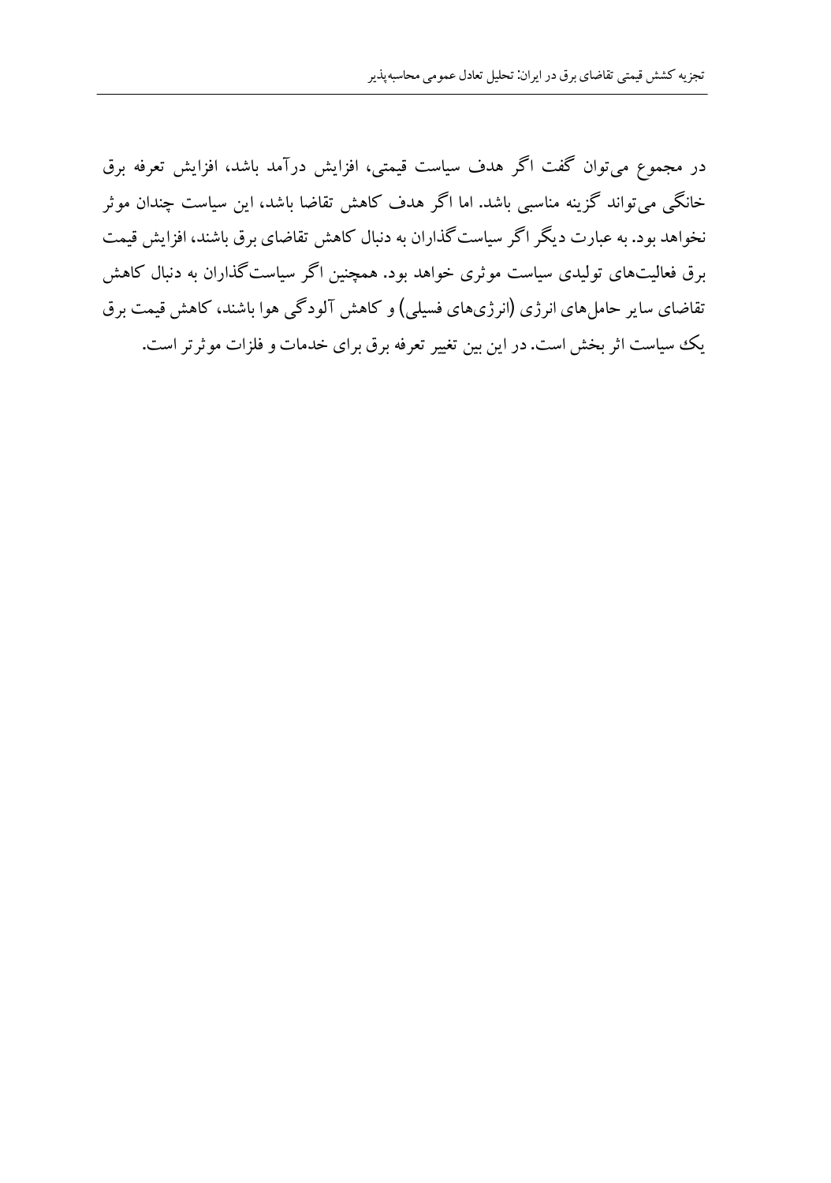در مجموع می‌توان گفت اگر هدف سیاست قیمتی، افزایش درآمد باشد، افزایش تعرفه برق خانگی می‌تواند گزینه مناسبی باشد. اما اگر هدف کاهش تقاضا باشد، این سیاست چندان موثر نخواهد بود. به عبارت دیگر اگر سیاست‌گذاران به دنبال کاهش تقاضای برق باشند، افزایش قیمت برق فعالیت‌های تولیدی سیاست موثری خواهد بود. همچنین اگر سیاست‌گذاران به دنبال کاهش تقاضای سایر حامل‌های انرژی (انرژی‌های فسیلی) و کاهش آلودگی هوا باشند، کاهش قیمت برق یک سیاست اثر بخش است. در این بین تغییر تعرفه برق برای خدمات و فلزات موثرتر است.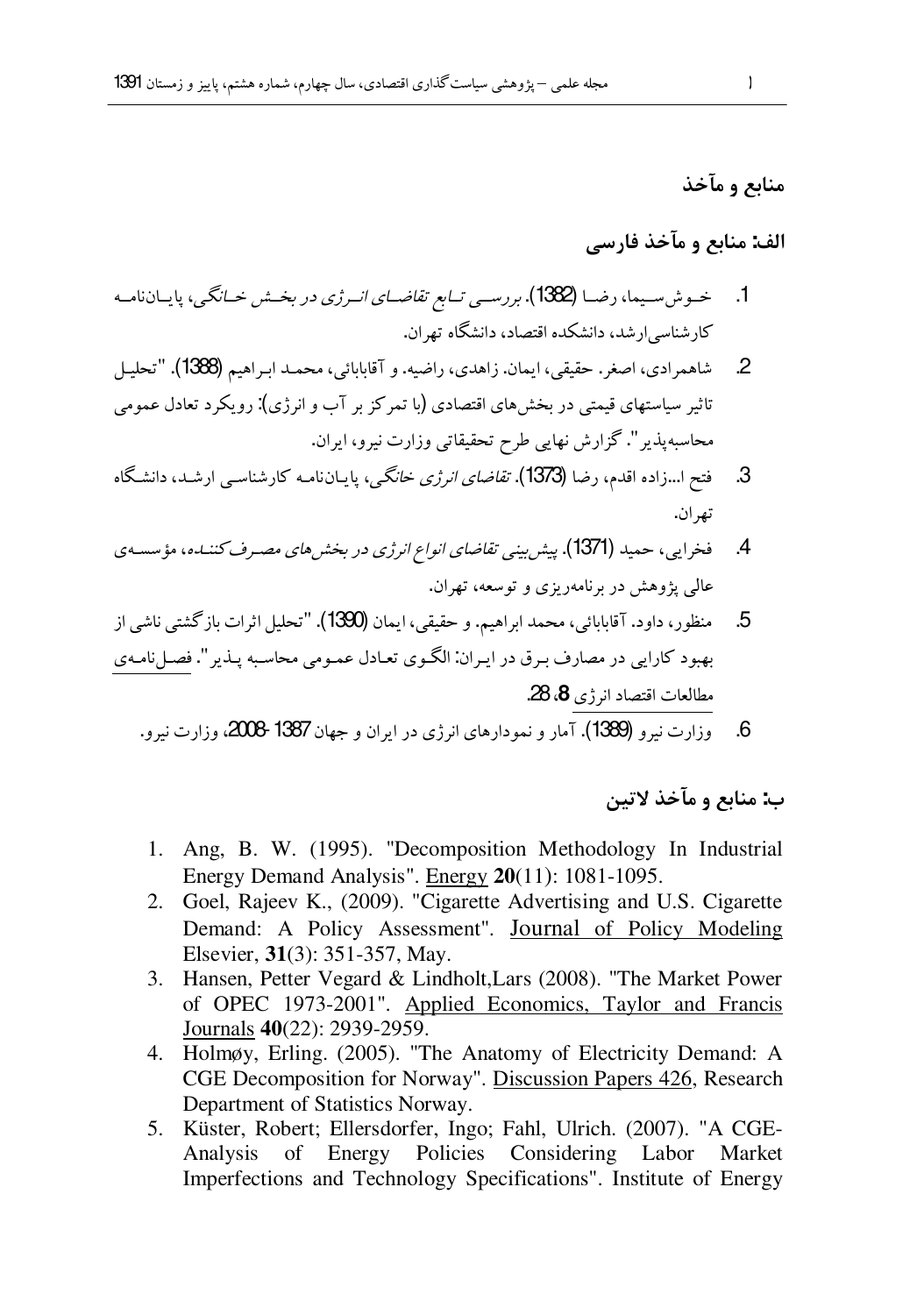## منابع و مآخذ

### الف: منابع و مآخذ فارسی

1. خوش‌سیما، رضا (1382). *بررسی تابع تقاضای انرژی در بخش خانگی*، پایان‌نامه کارشناسی‌ارشد، دانشکده اقتصاد، دانشگاه تهران.
2. شاهمرادی، اصغر. حقیقی، ایمان. زاهدی، راضیه. و آقابابائی، محمد ابراهیم (1388). "تحلیل تاثیر سیاستهای قیمتی در بخش‌های اقتصادی (با تمرکز بر آب و انرژی): رویکرد تعادل عمومی محاسبه‌پذیر". گزارش نهایی طرح تحقیقاتی وزارت نیرو، ایران.
3. فتح ا...زاده اقدم، رضا (1373). *تقاضای انرژی خانگی*، پایان‌نامه کارشناسی ارشد، دانشگاه تهران.
4. فخرایی، حمید (1371). *پیش‌بینی تقاضای انواع انرژی در بخش‌های مصرف‌کننده*، مؤسسه‌ی عالی پژوهش در برنامه‌ریزی و توسعه، تهران.
5. منظور، داود. آقابابائی، محمد ابراهیم. و حقیقی، ایمان (1390). "تحلیل اثرات بازگشتی ناشی از بهبود کارایی در مصارف برق در ایران: الگوی تعادل عمومی محاسبه پذیر". <u>فصل‌نامه‌ی مطالعات اقتصاد انرژی</u> **8**، 28.
6. وزارت نیرو (1389). آمار و نمودارهای انرژی در ایران و جهان 1387-2008، وزارت نیرو.

### ب: منابع و مآخذ لاتین

1. Ang, B. W. (1995). "Decomposition Methodology In Industrial Energy Demand Analysis". <u>Energy</u> **20**(11): 1081-1095.
2. Goel, Rajeev K., (2009). "Cigarette Advertising and U.S. Cigarette Demand: A Policy Assessment". <u>Journal of Policy Modeling</u> Elsevier, **31**(3): 351-357, May.
3. Hansen, Petter Vegard & Lindholt,Lars (2008). "The Market Power of OPEC 1973-2001". <u>Applied Economics, Taylor and Francis Journals</u> **40**(22): 2939-2959.
4. Holmøy, Erling. (2005). "The Anatomy of Electricity Demand: A CGE Decomposition for Norway". <u>Discussion Papers 426</u>, Research Department of Statistics Norway.
5. Küster, Robert; Ellersdorfer, Ingo; Fahl, Ulrich. (2007). "A CGE-Analysis of Energy Policies Considering Labor Market Imperfections and Technology Specifications". Institute of Energy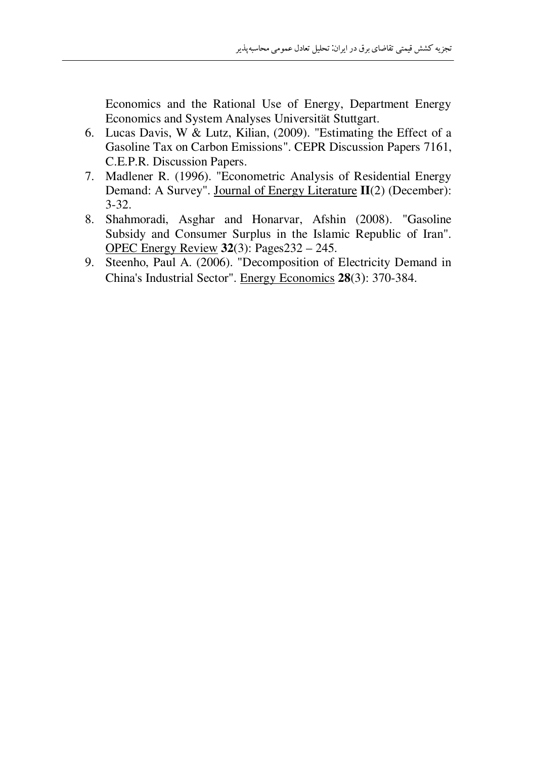Economics and the Rational Use of Energy, Department Energy Economics and System Analyses Universität Stuttgart.

6. Lucas Davis, W & Lutz, Kilian, (2009). "Estimating the Effect of a Gasoline Tax on Carbon Emissions". CEPR Discussion Papers 7161, C.E.P.R. Discussion Papers.
7. Madlener R. (1996). "Econometric Analysis of Residential Energy Demand: A Survey". Journal of Energy Literature **II**(2) (December): 3-32.
8. Shahmoradi, Asghar and Honarvar, Afshin (2008). "Gasoline Subsidy and Consumer Surplus in the Islamic Republic of Iran". OPEC Energy Review **32**(3): Pages232 – 245.
9. Steenho, Paul A. (2006). "Decomposition of Electricity Demand in China's Industrial Sector". Energy Economics **28**(3): 370-384.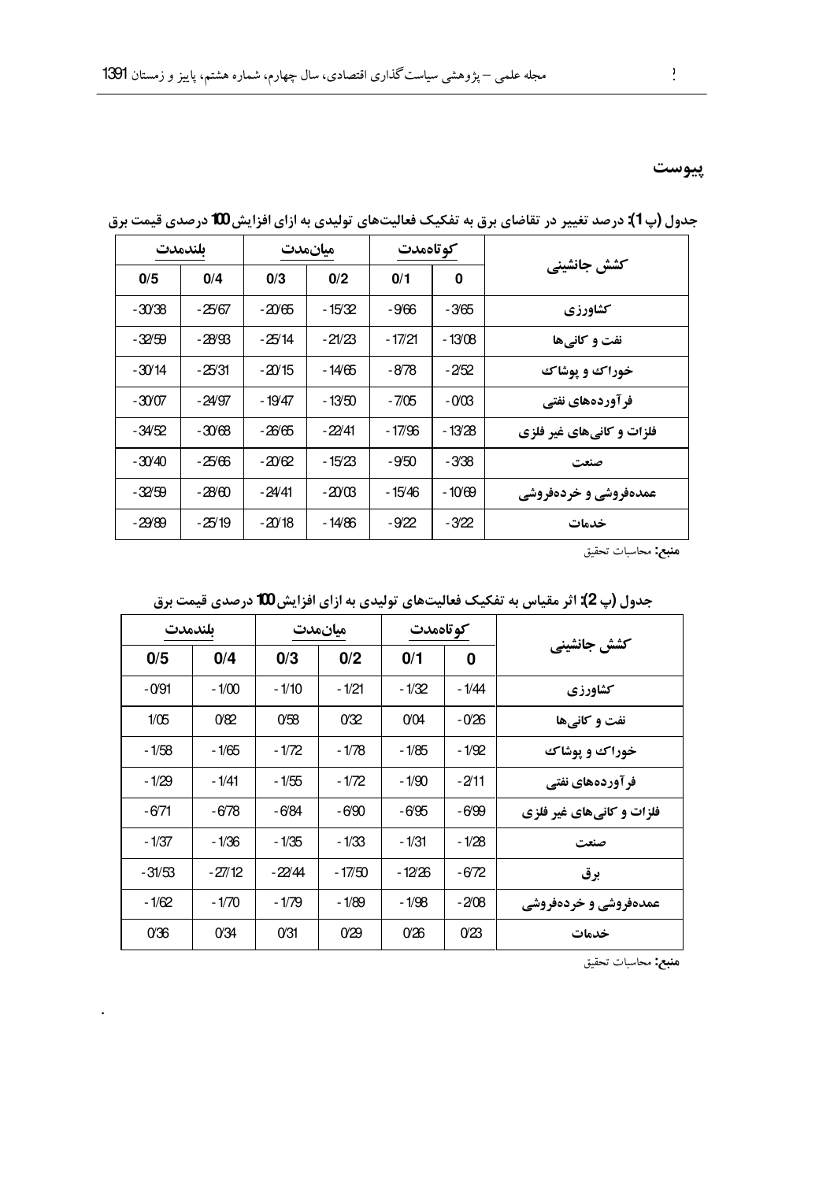## پیوست

جدول (پ 1): درصد تغییر در تقاضای برق به تفکیک فعالیت‌های تولیدی به ازای افزایش 100 درصدی قیمت برق

| کشش جانشینی | کوتاه‌مدت | | میان‌مدت | | بلندمدت | |
|---|---|---|---|---|---|---|
| | 0 | 0/1 | 0/2 | 0/3 | 0/4 | 0/5 |
| کشاورزی | -3/65 | -9/66 | -15/32 | -20/65 | -25/67 | -30/38 |
| نفت و کانی‌ها | -13/08 | -17/21 | -21/23 | -25/14 | -28/93 | -32/59 |
| خوراک و پوشاک | -2/52 | -8/78 | -14/65 | -20/15 | -25/31 | -30/14 |
| فرآورده‌های نفتی | -0/03 | -7/05 | -13/50 | -19/47 | -24/97 | -30/07 |
| فلزات و کانی‌های غیر فلزی | -13/28 | -17/96 | -22/41 | -26/65 | -30/68 | -34/52 |
| صنعت | -3/38 | -9/50 | -15/23 | -20/62 | -25/66 | -30/40 |
| عمده‌فروشی و خرده‌فروشی | -10/69 | -15/46 | -20/03 | -24/41 | -28/60 | -32/59 |
| خدمات | -3/22 | -9/22 | -14/86 | -20/18 | -25/19 | -29/89 |

**منبع:** محاسبات تحقیق

جدول (پ 2): اثر مقیاس به تفکیک فعالیت‌های تولیدی به ازای افزایش 100 درصدی قیمت برق

| کشش جانشینی | کوتاه‌مدت | | میان‌مدت | | بلندمدت | |
|---|---|---|---|---|---|---|
| | 0 | 0/1 | 0/2 | 0/3 | 0/4 | 0/5 |
| کشاورزی | -1/44 | -1/32 | -1/21 | -1/10 | -1/00 | -0/91 |
| نفت و کانی‌ها | -0/26 | 0/04 | 0/32 | 0/58 | 0/82 | 1/05 |
| خوراک و پوشاک | -1/92 | -1/85 | -1/78 | -1/72 | -1/65 | -1/58 |
| فرآورده‌های نفتی | -2/11 | -1/90 | -1/72 | -1/55 | -1/41 | -1/29 |
| فلزات و کانی‌های غیر فلزی | -6/99 | -6/95 | -6/90 | -6/84 | -6/78 | -6/71 |
| صنعت | -1/28 | -1/31 | -1/33 | -1/35 | -1/36 | -1/37 |
| برق | -6/72 | -12/26 | -17/50 | -22/44 | -27/12 | -31/53 |
| عمده‌فروشی و خرده‌فروشی | -2/08 | -1/98 | -1/89 | -1/79 | -1/70 | -1/62 |
| خدمات | 0/23 | 0/26 | 0/29 | 0/31 | 0/34 | 0/36 |

**منبع:** محاسبات تحقیق